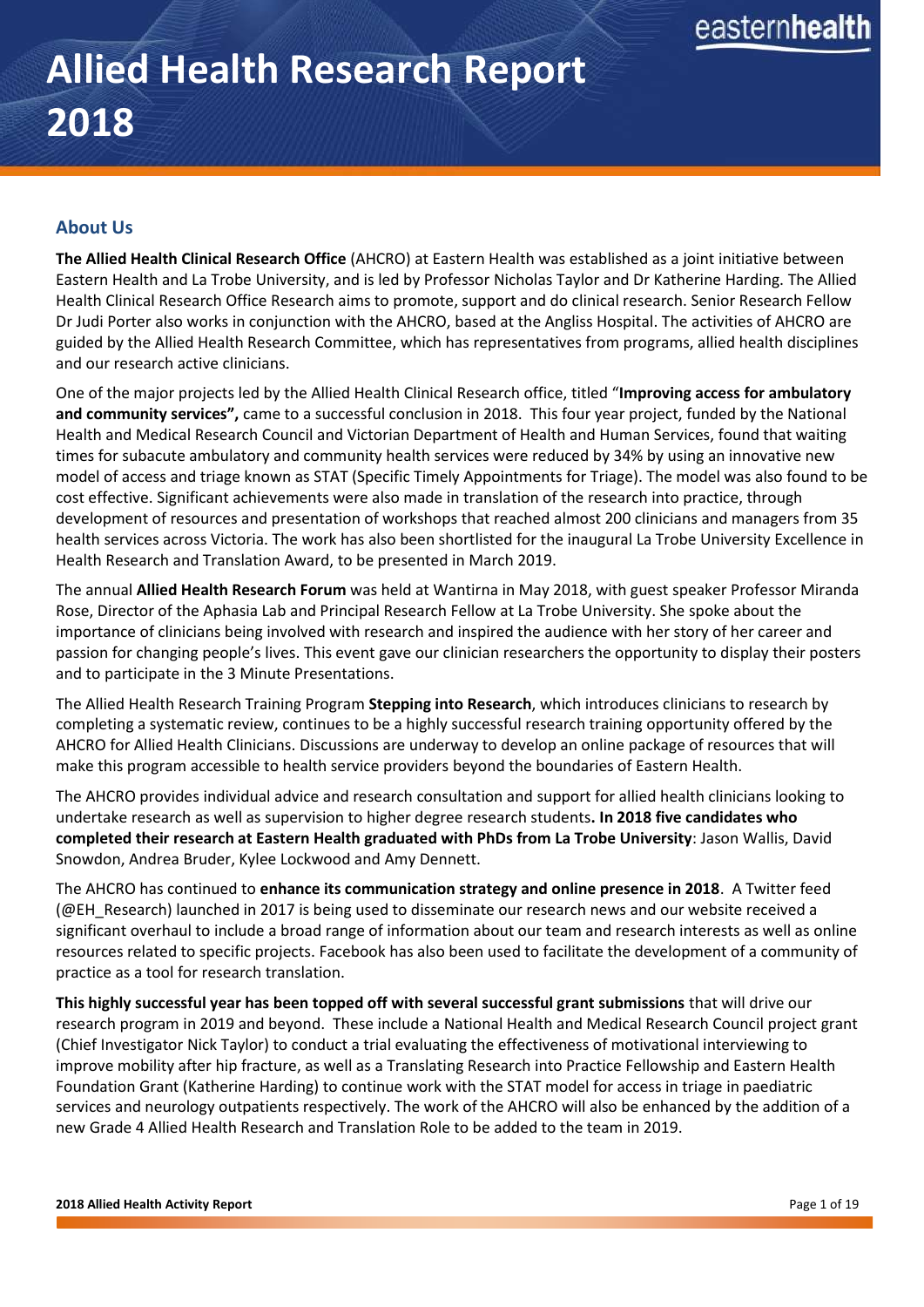# Allied Health Research Report 2018

## About Us

**The Allied Health Clinical Research Office** (AHCRO) at Eastern Health was established as a joint initiative between Eastern Health and La Trobe University, and is led by Professor Nicholas Taylor and Dr Katherine Harding. The Allied Health Clinical Research Office Research aims to promote, support and do clinical research. Senior Research Fellow Dr Judi Porter also works in conjunction with the AHCRO, based at the Angliss Hospital. The activities of AHCRO are guided by the Allied Health Research Committee, which has representatives from programs, allied health disciplines and our research active clinicians.

One of the major projects led by the Allied Health Clinical Research office, titled "**Improving access for ambulatory and community services",** came to a successful conclusion in 2018. This four year project, funded by the National Health and Medical Research Council and Victorian Department of Health and Human Services, found that waiting times for subacute ambulatory and community health services were reduced by 34% by using an innovative new model of access and triage known as STAT (Specific Timely Appointments for Triage). The model was also found to be cost effective. Significant achievements were also made in translation of the research into practice, through development of resources and presentation of workshops that reached almost 200 clinicians and managers from 35 health services across Victoria. The work has also been shortlisted for the inaugural La Trobe University Excellence in Health Research and Translation Award, to be presented in March 2019.

The annual **Allied Health Research Forum** was held at Wantirna in May 2018, with guest speaker Professor Miranda Rose, Director of the Aphasia Lab and Principal Research Fellow at La Trobe University. She spoke about the importance of clinicians being involved with research and inspired the audience with her story of her career and passion for changing people's lives. This event gave our clinician researchers the opportunity to display their posters and to participate in the 3 Minute Presentations.

The Allied Health Research Training Program **Stepping into Research**, which introduces clinicians to research by completing a systematic review, continues to be a highly successful research training opportunity offered by the AHCRO for Allied Health Clinicians. Discussions are underway to develop an online package of resources that will make this program accessible to health service providers beyond the boundaries of Eastern Health.

The AHCRO provides individual advice and research consultation and support for allied health clinicians looking to undertake research as well as supervision to higher degree research students**. In 2018 five candidates who completed their research at Eastern Health graduated with PhDs from La Trobe University**: Jason Wallis, David Snowdon, Andrea Bruder, Kylee Lockwood and Amy Dennett.

The AHCRO has continued to **enhance its communication strategy and online presence in 2018**. A Twitter feed (@EH_Research) launched in 2017 is being used to disseminate our research news and our website received a significant overhaul to include a broad range of information about our team and research interests as well as online resources related to specific projects. Facebook has also been used to facilitate the development of a community of practice as a tool for research translation.

**This highly successful year has been topped off with several successful grant submissions** that will drive our research program in 2019 and beyond. These include a National Health and Medical Research Council project grant (Chief Investigator Nick Taylor) to conduct a trial evaluating the effectiveness of motivational interviewing to improve mobility after hip fracture, as well as a Translating Research into Practice Fellowship and Eastern Health Foundation Grant (Katherine Harding) to continue work with the STAT model for access in triage in paediatric services and neurology outpatients respectively. The work of the AHCRO will also be enhanced by the addition of a new Grade 4 Allied Health Research and Translation Role to be added to the team in 2019.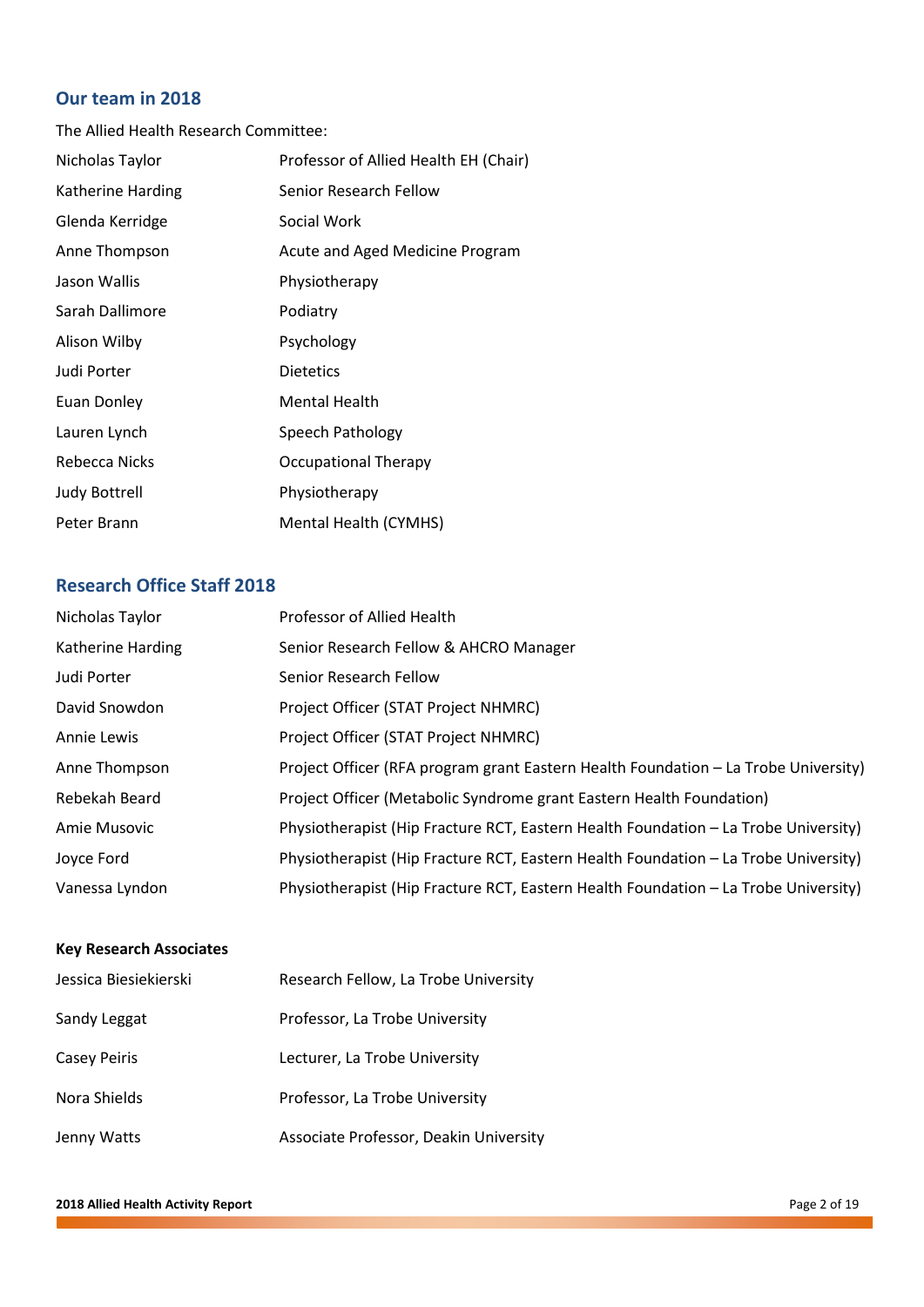## Our team in 2018

The Allied Health Research Committee:

| | |
|---|---|
| Nicholas Taylor | Professor of Allied Health EH (Chair) |
| Katherine Harding | Senior Research Fellow |
| Glenda Kerridge | Social Work |
| Anne Thompson | Acute and Aged Medicine Program |
| Jason Wallis | Physiotherapy |
| Sarah Dallimore | Podiatry |
| Alison Wilby | Psychology |
| Judi Porter | Dietetics |
| Euan Donley | Mental Health |
| Lauren Lynch | Speech Pathology |
| Rebecca Nicks | Occupational Therapy |
| Judy Bottrell | Physiotherapy |
| Peter Brann | Mental Health (CYMHS) |

## Research Office Staff 2018

| | |
|---|---|
| Nicholas Taylor | Professor of Allied Health |
| Katherine Harding | Senior Research Fellow & AHCRO Manager |
| Judi Porter | Senior Research Fellow |
| David Snowdon | Project Officer (STAT Project NHMRC) |
| Annie Lewis | Project Officer (STAT Project NHMRC) |
| Anne Thompson | Project Officer (RFA program grant Eastern Health Foundation – La Trobe University) |
| Rebekah Beard | Project Officer (Metabolic Syndrome grant Eastern Health Foundation) |
| Amie Musovic | Physiotherapist (Hip Fracture RCT, Eastern Health Foundation – La Trobe University) |
| Joyce Ford | Physiotherapist (Hip Fracture RCT, Eastern Health Foundation – La Trobe University) |
| Vanessa Lyndon | Physiotherapist (Hip Fracture RCT, Eastern Health Foundation – La Trobe University) |

**Key Research Associates**

| | |
|---|---|
| Jessica Biesiekierski | Research Fellow, La Trobe University |
| Sandy Leggat | Professor, La Trobe University |
| Casey Peiris | Lecturer, La Trobe University |
| Nora Shields | Professor, La Trobe University |
| Jenny Watts | Associate Professor, Deakin University |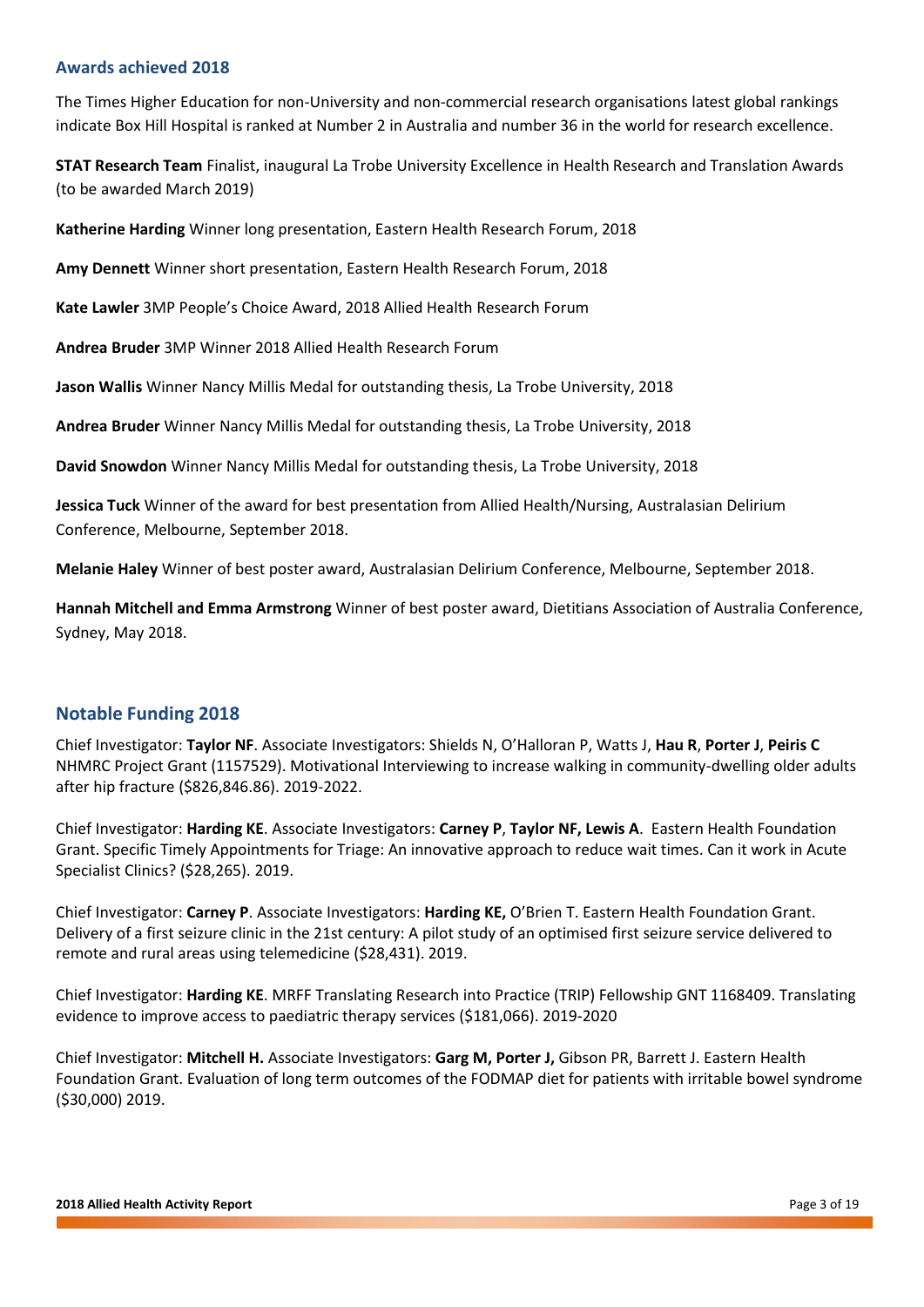## Awards achieved 2018

The Times Higher Education for non-University and non-commercial research organisations latest global rankings indicate Box Hill Hospital is ranked at Number 2 in Australia and number 36 in the world for research excellence.

**STAT Research Team** Finalist, inaugural La Trobe University Excellence in Health Research and Translation Awards (to be awarded March 2019)

**Katherine Harding** Winner long presentation, Eastern Health Research Forum, 2018

**Amy Dennett** Winner short presentation, Eastern Health Research Forum, 2018

**Kate Lawler** 3MP People's Choice Award, 2018 Allied Health Research Forum

**Andrea Bruder** 3MP Winner 2018 Allied Health Research Forum

**Jason Wallis** Winner Nancy Millis Medal for outstanding thesis, La Trobe University, 2018

**Andrea Bruder** Winner Nancy Millis Medal for outstanding thesis, La Trobe University, 2018

**David Snowdon** Winner Nancy Millis Medal for outstanding thesis, La Trobe University, 2018

**Jessica Tuck** Winner of the award for best presentation from Allied Health/Nursing, Australasian Delirium Conference, Melbourne, September 2018.

**Melanie Haley** Winner of best poster award, Australasian Delirium Conference, Melbourne, September 2018.

**Hannah Mitchell and Emma Armstrong** Winner of best poster award, Dietitians Association of Australia Conference, Sydney, May 2018.

## Notable Funding 2018

Chief Investigator: **Taylor NF**. Associate Investigators: Shields N, O'Halloran P, Watts J, **Hau R**, **Porter J**, **Peiris C** NHMRC Project Grant (1157529). Motivational Interviewing to increase walking in community-dwelling older adults after hip fracture ($826,846.86). 2019-2022.

Chief Investigator: **Harding KE**. Associate Investigators: **Carney P**, **Taylor NF, Lewis A**. Eastern Health Foundation Grant. Specific Timely Appointments for Triage: An innovative approach to reduce wait times. Can it work in Acute Specialist Clinics? ($28,265). 2019.

Chief Investigator: **Carney P**. Associate Investigators: **Harding KE,** O'Brien T. Eastern Health Foundation Grant. Delivery of a first seizure clinic in the 21st century: A pilot study of an optimised first seizure service delivered to remote and rural areas using telemedicine ($28,431). 2019.

Chief Investigator: **Harding KE**. MRFF Translating Research into Practice (TRIP) Fellowship GNT 1168409. Translating evidence to improve access to paediatric therapy services ($181,066). 2019-2020

Chief Investigator: **Mitchell H.** Associate Investigators: **Garg M, Porter J,** Gibson PR, Barrett J. Eastern Health Foundation Grant. Evaluation of long term outcomes of the FODMAP diet for patients with irritable bowel syndrome ($30,000) 2019.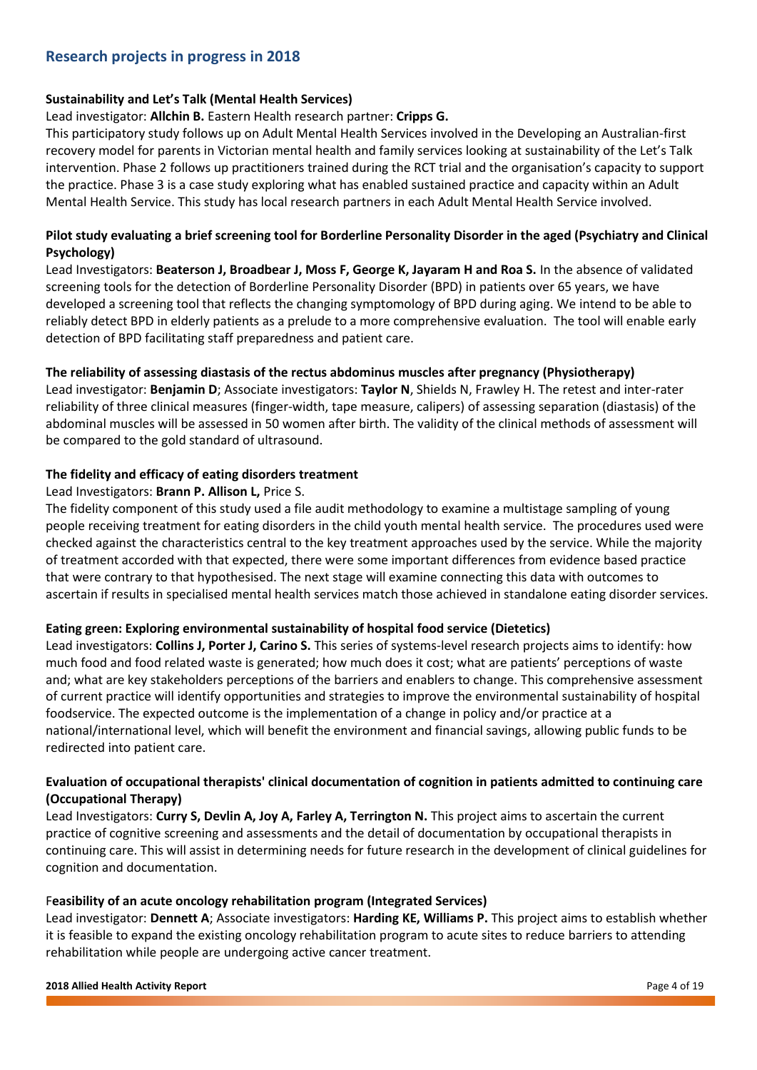## Research projects in progress in 2018

**Sustainability and Let's Talk (Mental Health Services)**

Lead investigator: **Allchin B.** Eastern Health research partner: **Cripps G.**

This participatory study follows up on Adult Mental Health Services involved in the Developing an Australian-first recovery model for parents in Victorian mental health and family services looking at sustainability of the Let's Talk intervention. Phase 2 follows up practitioners trained during the RCT trial and the organisation's capacity to support the practice. Phase 3 is a case study exploring what has enabled sustained practice and capacity within an Adult Mental Health Service. This study has local research partners in each Adult Mental Health Service involved.

**Pilot study evaluating a brief screening tool for Borderline Personality Disorder in the aged (Psychiatry and Clinical Psychology)**

Lead Investigators: **Beaterson J, Broadbear J, Moss F, George K, Jayaram H and Roa S.** In the absence of validated screening tools for the detection of Borderline Personality Disorder (BPD) in patients over 65 years, we have developed a screening tool that reflects the changing symptomology of BPD during aging. We intend to be able to reliably detect BPD in elderly patients as a prelude to a more comprehensive evaluation. The tool will enable early detection of BPD facilitating staff preparedness and patient care.

**The reliability of assessing diastasis of the rectus abdominus muscles after pregnancy (Physiotherapy)**

Lead investigator: **Benjamin D**; Associate investigators: **Taylor N**, Shields N, Frawley H. The retest and inter-rater reliability of three clinical measures (finger-width, tape measure, calipers) of assessing separation (diastasis) of the abdominal muscles will be assessed in 50 women after birth. The validity of the clinical methods of assessment will be compared to the gold standard of ultrasound.

**The fidelity and efficacy of eating disorders treatment**

Lead Investigators: **Brann P. Allison L,** Price S.

The fidelity component of this study used a file audit methodology to examine a multistage sampling of young people receiving treatment for eating disorders in the child youth mental health service. The procedures used were checked against the characteristics central to the key treatment approaches used by the service. While the majority of treatment accorded with that expected, there were some important differences from evidence based practice that were contrary to that hypothesised. The next stage will examine connecting this data with outcomes to ascertain if results in specialised mental health services match those achieved in standalone eating disorder services.

**Eating green: Exploring environmental sustainability of hospital food service (Dietetics)**

Lead investigators: **Collins J, Porter J, Carino S.** This series of systems-level research projects aims to identify: how much food and food related waste is generated; how much does it cost; what are patients' perceptions of waste and; what are key stakeholders perceptions of the barriers and enablers to change. This comprehensive assessment of current practice will identify opportunities and strategies to improve the environmental sustainability of hospital foodservice. The expected outcome is the implementation of a change in policy and/or practice at a national/international level, which will benefit the environment and financial savings, allowing public funds to be redirected into patient care.

**Evaluation of occupational therapists' clinical documentation of cognition in patients admitted to continuing care (Occupational Therapy)**

Lead Investigators: **Curry S, Devlin A, Joy A, Farley A, Terrington N.** This project aims to ascertain the current practice of cognitive screening and assessments and the detail of documentation by occupational therapists in continuing care. This will assist in determining needs for future research in the development of clinical guidelines for cognition and documentation.

F**easibility of an acute oncology rehabilitation program (Integrated Services)**

Lead investigator: **Dennett A**; Associate investigators: **Harding KE, Williams P.** This project aims to establish whether it is feasible to expand the existing oncology rehabilitation program to acute sites to reduce barriers to attending rehabilitation while people are undergoing active cancer treatment.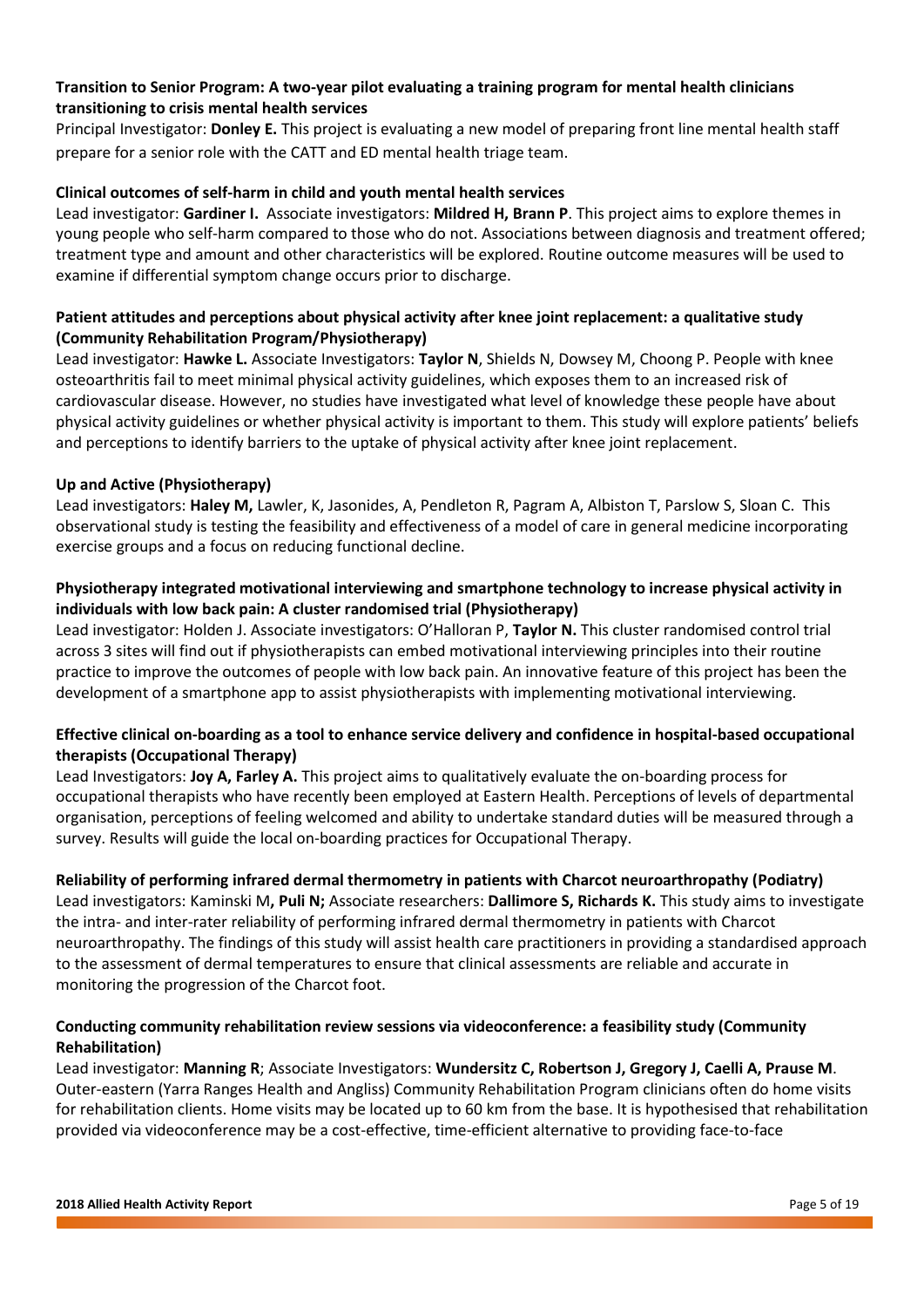**Transition to Senior Program: A two-year pilot evaluating a training program for mental health clinicians transitioning to crisis mental health services**

Principal Investigator: **Donley E.** This project is evaluating a new model of preparing front line mental health staff prepare for a senior role with the CATT and ED mental health triage team.

**Clinical outcomes of self-harm in child and youth mental health services**

Lead investigator: **Gardiner I.** Associate investigators: **Mildred H, Brann P**. This project aims to explore themes in young people who self-harm compared to those who do not. Associations between diagnosis and treatment offered; treatment type and amount and other characteristics will be explored. Routine outcome measures will be used to examine if differential symptom change occurs prior to discharge.

**Patient attitudes and perceptions about physical activity after knee joint replacement: a qualitative study (Community Rehabilitation Program/Physiotherapy)**

Lead investigator: **Hawke L.** Associate Investigators: **Taylor N**, Shields N, Dowsey M, Choong P. People with knee osteoarthritis fail to meet minimal physical activity guidelines, which exposes them to an increased risk of cardiovascular disease. However, no studies have investigated what level of knowledge these people have about physical activity guidelines or whether physical activity is important to them. This study will explore patients' beliefs and perceptions to identify barriers to the uptake of physical activity after knee joint replacement.

**Up and Active (Physiotherapy)**

Lead investigators: **Haley M,** Lawler, K, Jasonides, A, Pendleton R, Pagram A, Albiston T, Parslow S, Sloan C. This observational study is testing the feasibility and effectiveness of a model of care in general medicine incorporating exercise groups and a focus on reducing functional decline.

**Physiotherapy integrated motivational interviewing and smartphone technology to increase physical activity in individuals with low back pain: A cluster randomised trial (Physiotherapy)**

Lead investigator: Holden J. Associate investigators: O'Halloran P, **Taylor N.** This cluster randomised control trial across 3 sites will find out if physiotherapists can embed motivational interviewing principles into their routine practice to improve the outcomes of people with low back pain. An innovative feature of this project has been the development of a smartphone app to assist physiotherapists with implementing motivational interviewing.

**Effective clinical on-boarding as a tool to enhance service delivery and confidence in hospital-based occupational therapists (Occupational Therapy)**

Lead Investigators: **Joy A, Farley A.** This project aims to qualitatively evaluate the on-boarding process for occupational therapists who have recently been employed at Eastern Health. Perceptions of levels of departmental organisation, perceptions of feeling welcomed and ability to undertake standard duties will be measured through a survey. Results will guide the local on-boarding practices for Occupational Therapy.

**Reliability of performing infrared dermal thermometry in patients with Charcot neuroarthropathy (Podiatry)**

Lead investigators: Kaminski M**, Puli N;** Associate researchers: **Dallimore S, Richards K.** This study aims to investigate the intra- and inter-rater reliability of performing infrared dermal thermometry in patients with Charcot neuroarthropathy. The findings of this study will assist health care practitioners in providing a standardised approach to the assessment of dermal temperatures to ensure that clinical assessments are reliable and accurate in monitoring the progression of the Charcot foot.

**Conducting community rehabilitation review sessions via videoconference: a feasibility study (Community Rehabilitation)**

Lead investigator: **Manning R**; Associate Investigators: **Wundersitz C, Robertson J, Gregory J, Caelli A, Prause M**. Outer-eastern (Yarra Ranges Health and Angliss) Community Rehabilitation Program clinicians often do home visits for rehabilitation clients. Home visits may be located up to 60 km from the base. It is hypothesised that rehabilitation provided via videoconference may be a cost-effective, time-efficient alternative to providing face-to-face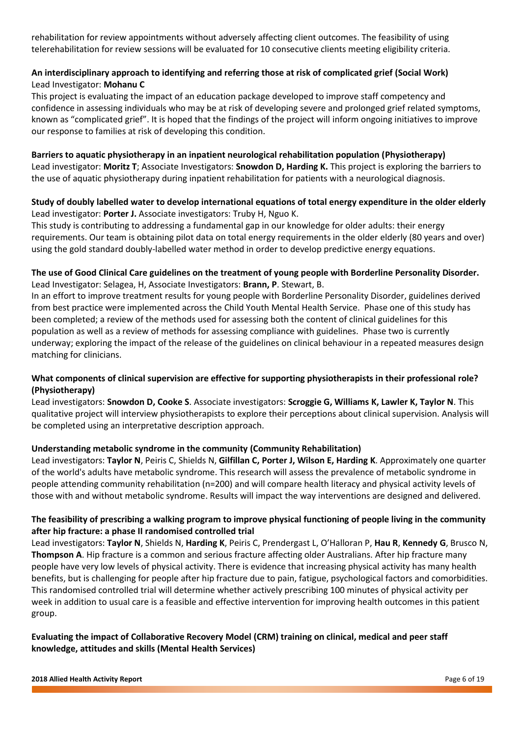rehabilitation for review appointments without adversely affecting client outcomes. The feasibility of using telerehabilitation for review sessions will be evaluated for 10 consecutive clients meeting eligibility criteria.

**An interdisciplinary approach to identifying and referring those at risk of complicated grief (Social Work)**
Lead Investigator: **Mohanu C**
This project is evaluating the impact of an education package developed to improve staff competency and confidence in assessing individuals who may be at risk of developing severe and prolonged grief related symptoms, known as "complicated grief". It is hoped that the findings of the project will inform ongoing initiatives to improve our response to families at risk of developing this condition.

**Barriers to aquatic physiotherapy in an inpatient neurological rehabilitation population (Physiotherapy)**
Lead investigator: **Moritz T**; Associate Investigators: **Snowdon D, Harding K.** This project is exploring the barriers to the use of aquatic physiotherapy during inpatient rehabilitation for patients with a neurological diagnosis.

**Study of doubly labelled water to develop international equations of total energy expenditure in the older elderly**
Lead investigator: **Porter J.** Associate investigators: Truby H, Nguo K.
This study is contributing to addressing a fundamental gap in our knowledge for older adults: their energy requirements. Our team is obtaining pilot data on total energy requirements in the older elderly (80 years and over) using the gold standard doubly-labelled water method in order to develop predictive energy equations.

**The use of Good Clinical Care guidelines on the treatment of young people with Borderline Personality Disorder.**
Lead Investigator: Selagea, H, Associate Investigators: **Brann, P**. Stewart, B.
In an effort to improve treatment results for young people with Borderline Personality Disorder, guidelines derived from best practice were implemented across the Child Youth Mental Health Service. Phase one of this study has been completed; a review of the methods used for assessing both the content of clinical guidelines for this population as well as a review of methods for assessing compliance with guidelines. Phase two is currently underway; exploring the impact of the release of the guidelines on clinical behaviour in a repeated measures design matching for clinicians.

**What components of clinical supervision are effective for supporting physiotherapists in their professional role? (Physiotherapy)**
Lead investigators: **Snowdon D, Cooke S**. Associate investigators: **Scroggie G, Williams K, Lawler K, Taylor N**. This qualitative project will interview physiotherapists to explore their perceptions about clinical supervision. Analysis will be completed using an interpretative description approach.

**Understanding metabolic syndrome in the community (Community Rehabilitation)**
Lead investigators: **Taylor N**, Peiris C, Shields N, **Gilfillan C, Porter J, Wilson E, Harding K**. Approximately one quarter of the world's adults have metabolic syndrome. This research will assess the prevalence of metabolic syndrome in people attending community rehabilitation (n=200) and will compare health literacy and physical activity levels of those with and without metabolic syndrome. Results will impact the way interventions are designed and delivered.

**The feasibility of prescribing a walking program to improve physical functioning of people living in the community after hip fracture: a phase II randomised controlled trial**
Lead investigators: **Taylor N**, Shields N, **Harding K**, Peiris C, Prendergast L, O'Halloran P, **Hau R**, **Kennedy G**, Brusco N, **Thompson A**. Hip fracture is a common and serious fracture affecting older Australians. After hip fracture many people have very low levels of physical activity. There is evidence that increasing physical activity has many health benefits, but is challenging for people after hip fracture due to pain, fatigue, psychological factors and comorbidities. This randomised controlled trial will determine whether actively prescribing 100 minutes of physical activity per week in addition to usual care is a feasible and effective intervention for improving health outcomes in this patient group.

**Evaluating the impact of Collaborative Recovery Model (CRM) training on clinical, medical and peer staff knowledge, attitudes and skills (Mental Health Services)**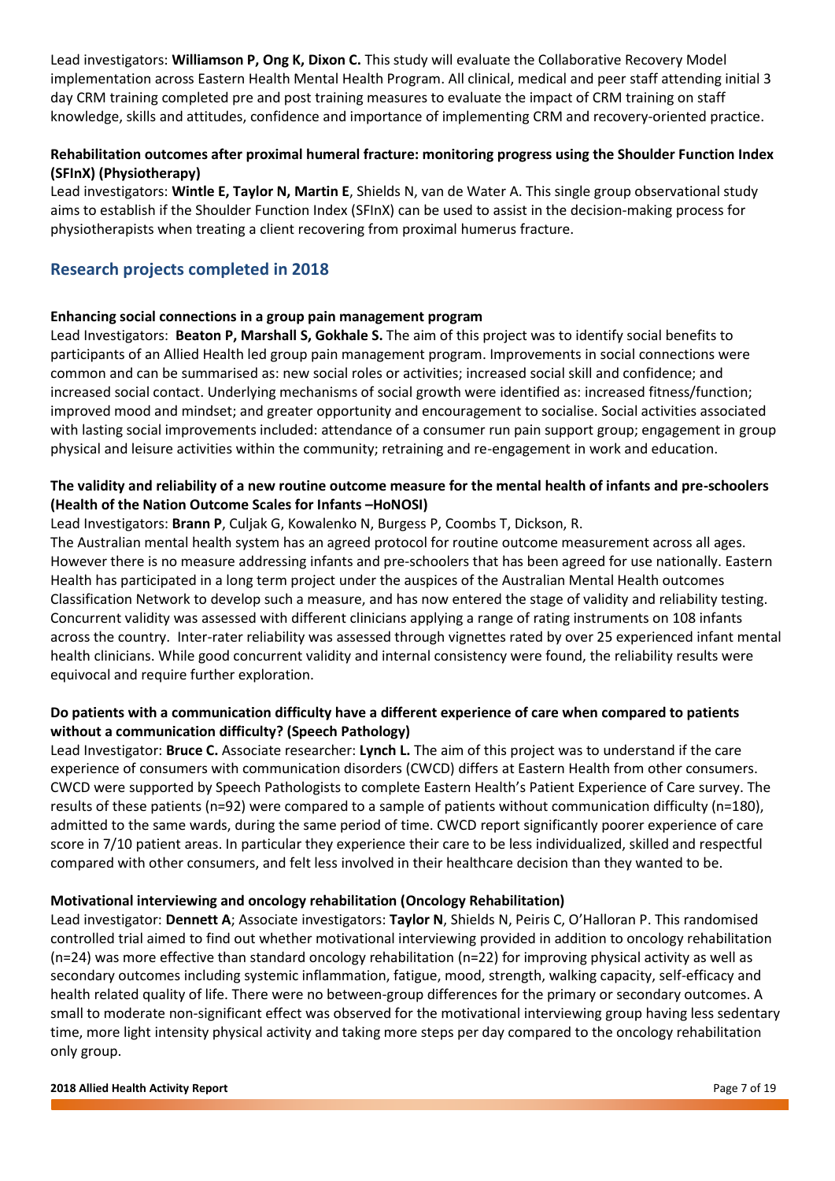Lead investigators: **Williamson P, Ong K, Dixon C.** This study will evaluate the Collaborative Recovery Model implementation across Eastern Health Mental Health Program. All clinical, medical and peer staff attending initial 3 day CRM training completed pre and post training measures to evaluate the impact of CRM training on staff knowledge, skills and attitudes, confidence and importance of implementing CRM and recovery-oriented practice.

**Rehabilitation outcomes after proximal humeral fracture: monitoring progress using the Shoulder Function Index (SFInX) (Physiotherapy)**

Lead investigators: **Wintle E, Taylor N, Martin E**, Shields N, van de Water A. This single group observational study aims to establish if the Shoulder Function Index (SFInX) can be used to assist in the decision-making process for physiotherapists when treating a client recovering from proximal humerus fracture.

## Research projects completed in 2018

**Enhancing social connections in a group pain management program**

Lead Investigators: **Beaton P, Marshall S, Gokhale S.** The aim of this project was to identify social benefits to participants of an Allied Health led group pain management program. Improvements in social connections were common and can be summarised as: new social roles or activities; increased social skill and confidence; and increased social contact. Underlying mechanisms of social growth were identified as: increased fitness/function; improved mood and mindset; and greater opportunity and encouragement to socialise. Social activities associated with lasting social improvements included: attendance of a consumer run pain support group; engagement in group physical and leisure activities within the community; retraining and re-engagement in work and education.

**The validity and reliability of a new routine outcome measure for the mental health of infants and pre-schoolers (Health of the Nation Outcome Scales for Infants –HoNOSI)**

Lead Investigators: **Brann P**, Culjak G, Kowalenko N, Burgess P, Coombs T, Dickson, R.

The Australian mental health system has an agreed protocol for routine outcome measurement across all ages. However there is no measure addressing infants and pre-schoolers that has been agreed for use nationally. Eastern Health has participated in a long term project under the auspices of the Australian Mental Health outcomes Classification Network to develop such a measure, and has now entered the stage of validity and reliability testing. Concurrent validity was assessed with different clinicians applying a range of rating instruments on 108 infants across the country. Inter-rater reliability was assessed through vignettes rated by over 25 experienced infant mental health clinicians. While good concurrent validity and internal consistency were found, the reliability results were equivocal and require further exploration.

**Do patients with a communication difficulty have a different experience of care when compared to patients without a communication difficulty? (Speech Pathology)**

Lead Investigator: **Bruce C.** Associate researcher: **Lynch L.** The aim of this project was to understand if the care experience of consumers with communication disorders (CWCD) differs at Eastern Health from other consumers. CWCD were supported by Speech Pathologists to complete Eastern Health's Patient Experience of Care survey. The results of these patients (n=92) were compared to a sample of patients without communication difficulty (n=180), admitted to the same wards, during the same period of time. CWCD report significantly poorer experience of care score in 7/10 patient areas. In particular they experience their care to be less individualized, skilled and respectful compared with other consumers, and felt less involved in their healthcare decision than they wanted to be.

**Motivational interviewing and oncology rehabilitation (Oncology Rehabilitation)**

Lead investigator: **Dennett A**; Associate investigators: **Taylor N**, Shields N, Peiris C, O'Halloran P. This randomised controlled trial aimed to find out whether motivational interviewing provided in addition to oncology rehabilitation (n=24) was more effective than standard oncology rehabilitation (n=22) for improving physical activity as well as secondary outcomes including systemic inflammation, fatigue, mood, strength, walking capacity, self-efficacy and health related quality of life. There were no between-group differences for the primary or secondary outcomes. A small to moderate non-significant effect was observed for the motivational interviewing group having less sedentary time, more light intensity physical activity and taking more steps per day compared to the oncology rehabilitation only group.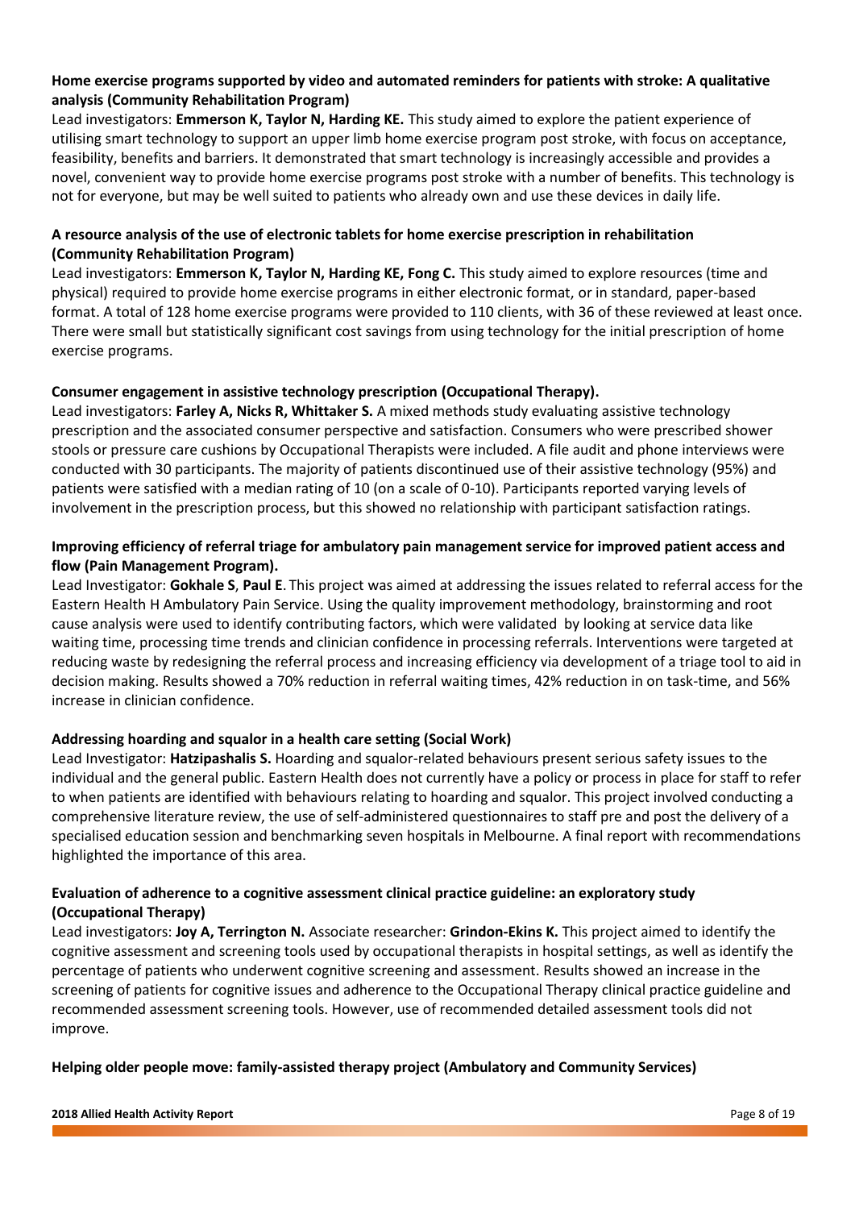**Home exercise programs supported by video and automated reminders for patients with stroke: A qualitative analysis (Community Rehabilitation Program)**

Lead investigators: **Emmerson K, Taylor N, Harding KE.** This study aimed to explore the patient experience of utilising smart technology to support an upper limb home exercise program post stroke, with focus on acceptance, feasibility, benefits and barriers. It demonstrated that smart technology is increasingly accessible and provides a novel, convenient way to provide home exercise programs post stroke with a number of benefits. This technology is not for everyone, but may be well suited to patients who already own and use these devices in daily life.

**A resource analysis of the use of electronic tablets for home exercise prescription in rehabilitation (Community Rehabilitation Program)**

Lead investigators: **Emmerson K, Taylor N, Harding KE, Fong C.** This study aimed to explore resources (time and physical) required to provide home exercise programs in either electronic format, or in standard, paper-based format. A total of 128 home exercise programs were provided to 110 clients, with 36 of these reviewed at least once. There were small but statistically significant cost savings from using technology for the initial prescription of home exercise programs.

**Consumer engagement in assistive technology prescription (Occupational Therapy).**

Lead investigators: **Farley A, Nicks R, Whittaker S.** A mixed methods study evaluating assistive technology prescription and the associated consumer perspective and satisfaction. Consumers who were prescribed shower stools or pressure care cushions by Occupational Therapists were included. A file audit and phone interviews were conducted with 30 participants. The majority of patients discontinued use of their assistive technology (95%) and patients were satisfied with a median rating of 10 (on a scale of 0-10). Participants reported varying levels of involvement in the prescription process, but this showed no relationship with participant satisfaction ratings.

**Improving efficiency of referral triage for ambulatory pain management service for improved patient access and flow (Pain Management Program).**

Lead Investigator: **Gokhale S**, **Paul E**. This project was aimed at addressing the issues related to referral access for the Eastern Health H Ambulatory Pain Service. Using the quality improvement methodology, brainstorming and root cause analysis were used to identify contributing factors, which were validated by looking at service data like waiting time, processing time trends and clinician confidence in processing referrals. Interventions were targeted at reducing waste by redesigning the referral process and increasing efficiency via development of a triage tool to aid in decision making. Results showed a 70% reduction in referral waiting times, 42% reduction in on task-time, and 56% increase in clinician confidence.

**Addressing hoarding and squalor in a health care setting (Social Work)**

Lead Investigator: **Hatzipashalis S.** Hoarding and squalor-related behaviours present serious safety issues to the individual and the general public. Eastern Health does not currently have a policy or process in place for staff to refer to when patients are identified with behaviours relating to hoarding and squalor. This project involved conducting a comprehensive literature review, the use of self-administered questionnaires to staff pre and post the delivery of a specialised education session and benchmarking seven hospitals in Melbourne. A final report with recommendations highlighted the importance of this area.

**Evaluation of adherence to a cognitive assessment clinical practice guideline: an exploratory study (Occupational Therapy)**

Lead investigators: **Joy A, Terrington N.** Associate researcher: **Grindon-Ekins K.** This project aimed to identify the cognitive assessment and screening tools used by occupational therapists in hospital settings, as well as identify the percentage of patients who underwent cognitive screening and assessment. Results showed an increase in the screening of patients for cognitive issues and adherence to the Occupational Therapy clinical practice guideline and recommended assessment screening tools. However, use of recommended detailed assessment tools did not improve.

**Helping older people move: family-assisted therapy project (Ambulatory and Community Services)**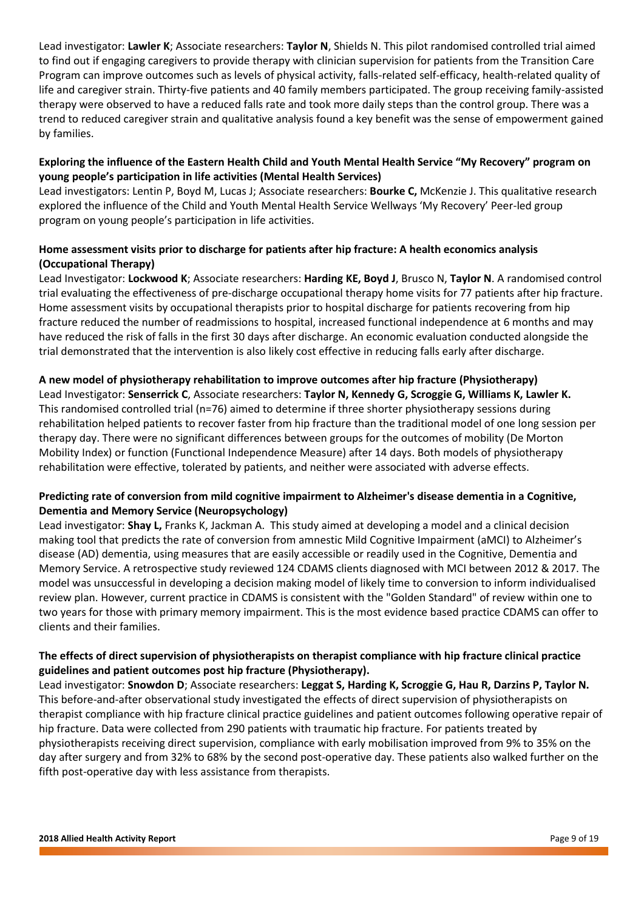Lead investigator: **Lawler K**; Associate researchers: **Taylor N**, Shields N. This pilot randomised controlled trial aimed to find out if engaging caregivers to provide therapy with clinician supervision for patients from the Transition Care Program can improve outcomes such as levels of physical activity, falls-related self-efficacy, health-related quality of life and caregiver strain. Thirty-five patients and 40 family members participated. The group receiving family-assisted therapy were observed to have a reduced falls rate and took more daily steps than the control group. There was a trend to reduced caregiver strain and qualitative analysis found a key benefit was the sense of empowerment gained by families.

**Exploring the influence of the Eastern Health Child and Youth Mental Health Service "My Recovery" program on young people's participation in life activities (Mental Health Services)**

Lead investigators: Lentin P, Boyd M, Lucas J; Associate researchers: **Bourke C,** McKenzie J. This qualitative research explored the influence of the Child and Youth Mental Health Service Wellways 'My Recovery' Peer-led group program on young people's participation in life activities.

**Home assessment visits prior to discharge for patients after hip fracture: A health economics analysis (Occupational Therapy)**

Lead Investigator: **Lockwood K**; Associate researchers: **Harding KE, Boyd J**, Brusco N, **Taylor N**. A randomised control trial evaluating the effectiveness of pre-discharge occupational therapy home visits for 77 patients after hip fracture. Home assessment visits by occupational therapists prior to hospital discharge for patients recovering from hip fracture reduced the number of readmissions to hospital, increased functional independence at 6 months and may have reduced the risk of falls in the first 30 days after discharge. An economic evaluation conducted alongside the trial demonstrated that the intervention is also likely cost effective in reducing falls early after discharge.

**A new model of physiotherapy rehabilitation to improve outcomes after hip fracture (Physiotherapy)**

Lead Investigator: **Senserrick C**, Associate researchers: **Taylor N, Kennedy G, Scroggie G, Williams K, Lawler K.** This randomised controlled trial (n=76) aimed to determine if three shorter physiotherapy sessions during rehabilitation helped patients to recover faster from hip fracture than the traditional model of one long session per therapy day. There were no significant differences between groups for the outcomes of mobility (De Morton Mobility Index) or function (Functional Independence Measure) after 14 days. Both models of physiotherapy rehabilitation were effective, tolerated by patients, and neither were associated with adverse effects.

**Predicting rate of conversion from mild cognitive impairment to Alzheimer's disease dementia in a Cognitive, Dementia and Memory Service (Neuropsychology)**

Lead investigator: **Shay L,** Franks K, Jackman A. This study aimed at developing a model and a clinical decision making tool that predicts the rate of conversion from amnestic Mild Cognitive Impairment (aMCI) to Alzheimer's disease (AD) dementia, using measures that are easily accessible or readily used in the Cognitive, Dementia and Memory Service. A retrospective study reviewed 124 CDAMS clients diagnosed with MCI between 2012 & 2017. The model was unsuccessful in developing a decision making model of likely time to conversion to inform individualised review plan. However, current practice in CDAMS is consistent with the "Golden Standard" of review within one to two years for those with primary memory impairment. This is the most evidence based practice CDAMS can offer to clients and their families.

**The effects of direct supervision of physiotherapists on therapist compliance with hip fracture clinical practice guidelines and patient outcomes post hip fracture (Physiotherapy).**

Lead investigator: **Snowdon D**; Associate researchers: **Leggat S, Harding K, Scroggie G, Hau R, Darzins P, Taylor N.** This before-and-after observational study investigated the effects of direct supervision of physiotherapists on therapist compliance with hip fracture clinical practice guidelines and patient outcomes following operative repair of hip fracture. Data were collected from 290 patients with traumatic hip fracture. For patients treated by physiotherapists receiving direct supervision, compliance with early mobilisation improved from 9% to 35% on the day after surgery and from 32% to 68% by the second post-operative day. These patients also walked further on the fifth post-operative day with less assistance from therapists.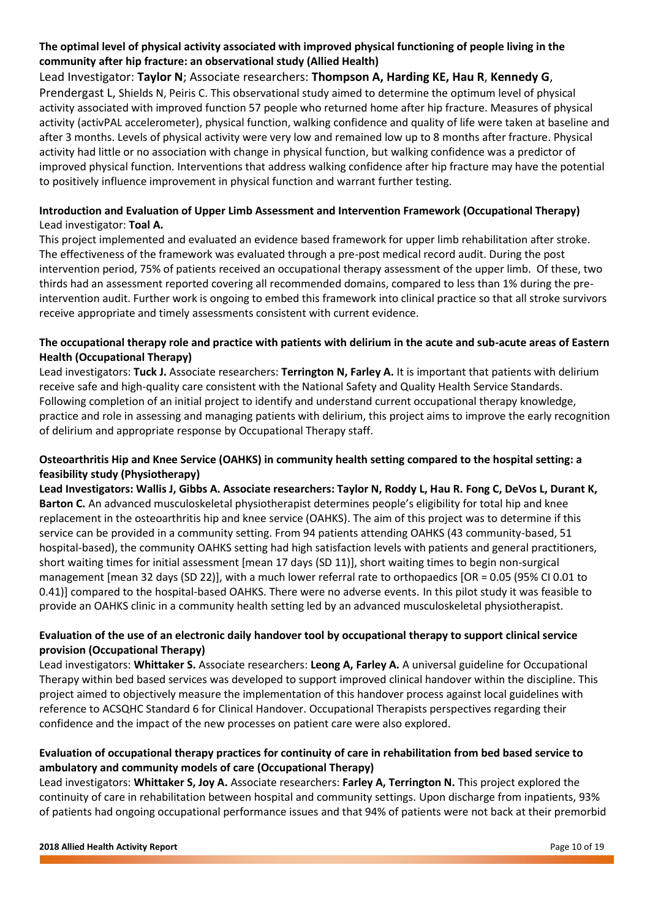**The optimal level of physical activity associated with improved physical functioning of people living in the community after hip fracture: an observational study (Allied Health)**

Lead Investigator: **Taylor N**; Associate researchers: **Thompson A, Harding KE, Hau R**, **Kennedy G**, Prendergast L, Shields N, Peiris C. This observational study aimed to determine the optimum level of physical activity associated with improved function 57 people who returned home after hip fracture. Measures of physical activity (activPAL accelerometer), physical function, walking confidence and quality of life were taken at baseline and after 3 months. Levels of physical activity were very low and remained low up to 8 months after fracture. Physical activity had little or no association with change in physical function, but walking confidence was a predictor of improved physical function. Interventions that address walking confidence after hip fracture may have the potential to positively influence improvement in physical function and warrant further testing.

**Introduction and Evaluation of Upper Limb Assessment and Intervention Framework (Occupational Therapy)**

Lead investigator: **Toal A.**

This project implemented and evaluated an evidence based framework for upper limb rehabilitation after stroke. The effectiveness of the framework was evaluated through a pre-post medical record audit. During the post intervention period, 75% of patients received an occupational therapy assessment of the upper limb. Of these, two thirds had an assessment reported covering all recommended domains, compared to less than 1% during the pre-intervention audit. Further work is ongoing to embed this framework into clinical practice so that all stroke survivors receive appropriate and timely assessments consistent with current evidence.

**The occupational therapy role and practice with patients with delirium in the acute and sub-acute areas of Eastern Health (Occupational Therapy)**

Lead investigators: **Tuck J.** Associate researchers: **Terrington N, Farley A.** It is important that patients with delirium receive safe and high-quality care consistent with the National Safety and Quality Health Service Standards. Following completion of an initial project to identify and understand current occupational therapy knowledge, practice and role in assessing and managing patients with delirium, this project aims to improve the early recognition of delirium and appropriate response by Occupational Therapy staff.

**Osteoarthritis Hip and Knee Service (OAHKS) in community health setting compared to the hospital setting: a feasibility study (Physiotherapy)**

**Lead Investigators: Wallis J, Gibbs A. Associate researchers: Taylor N, Roddy L, Hau R. Fong C, DeVos L, Durant K, Barton C.** An advanced musculoskeletal physiotherapist determines people's eligibility for total hip and knee replacement in the osteoarthritis hip and knee service (OAHKS). The aim of this project was to determine if this service can be provided in a community setting. From 94 patients attending OAHKS (43 community-based, 51 hospital-based), the community OAHKS setting had high satisfaction levels with patients and general practitioners, short waiting times for initial assessment [mean 17 days (SD 11)], short waiting times to begin non-surgical management [mean 32 days (SD 22)], with a much lower referral rate to orthopaedics [OR = 0.05 (95% CI 0.01 to 0.41)] compared to the hospital-based OAHKS. There were no adverse events. In this pilot study it was feasible to provide an OAHKS clinic in a community health setting led by an advanced musculoskeletal physiotherapist.

**Evaluation of the use of an electronic daily handover tool by occupational therapy to support clinical service provision (Occupational Therapy)**

Lead investigators: **Whittaker S.** Associate researchers: **Leong A, Farley A.** A universal guideline for Occupational Therapy within bed based services was developed to support improved clinical handover within the discipline. This project aimed to objectively measure the implementation of this handover process against local guidelines with reference to ACSQHC Standard 6 for Clinical Handover. Occupational Therapists perspectives regarding their confidence and the impact of the new processes on patient care were also explored.

**Evaluation of occupational therapy practices for continuity of care in rehabilitation from bed based service to ambulatory and community models of care (Occupational Therapy)**

Lead investigators: **Whittaker S, Joy A.** Associate researchers: **Farley A, Terrington N.** This project explored the continuity of care in rehabilitation between hospital and community settings. Upon discharge from inpatients, 93% of patients had ongoing occupational performance issues and that 94% of patients were not back at their premorbid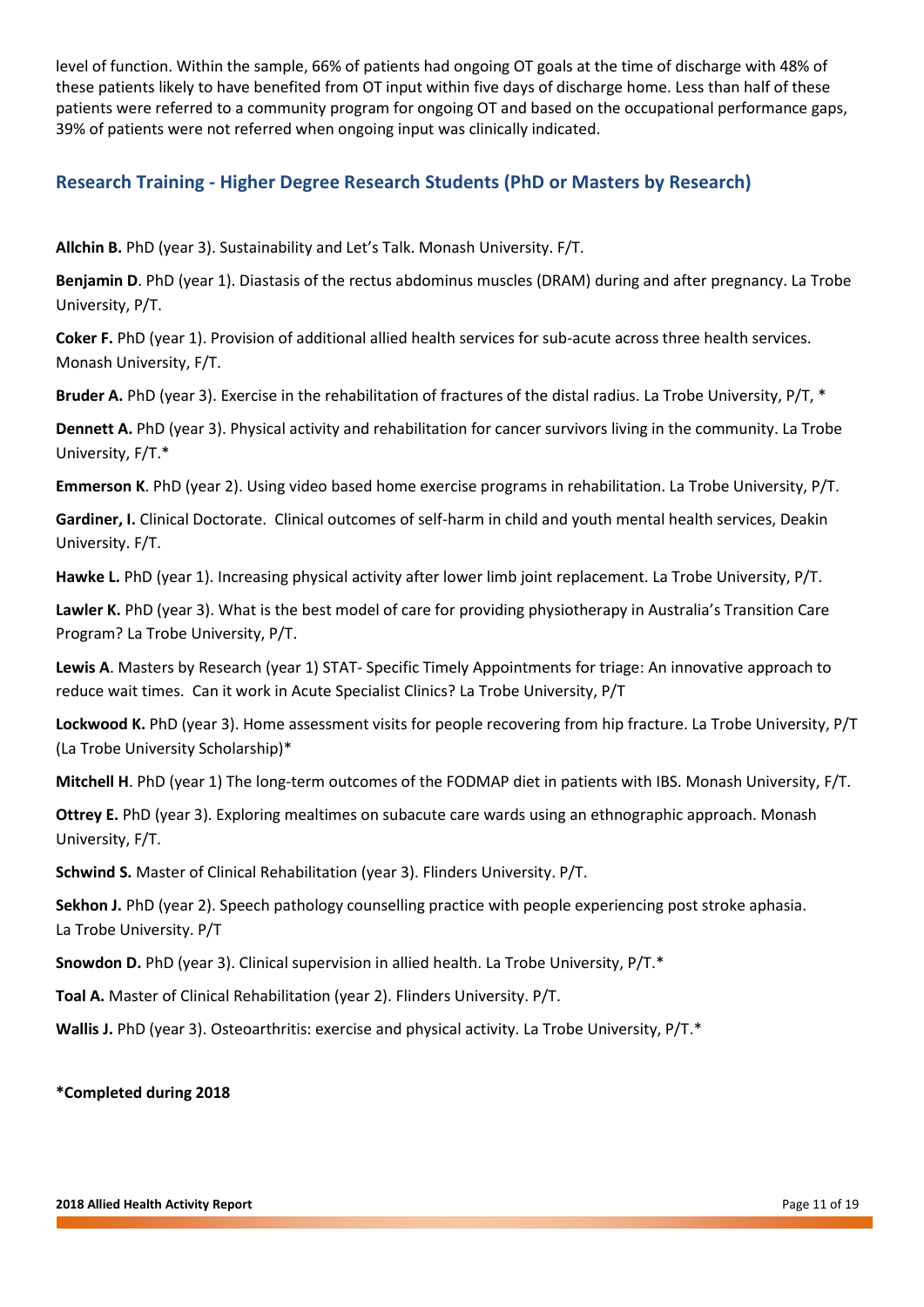level of function. Within the sample, 66% of patients had ongoing OT goals at the time of discharge with 48% of these patients likely to have benefited from OT input within five days of discharge home. Less than half of these patients were referred to a community program for ongoing OT and based on the occupational performance gaps, 39% of patients were not referred when ongoing input was clinically indicated.

## Research Training - Higher Degree Research Students (PhD or Masters by Research)

**Allchin B.** PhD (year 3). Sustainability and Let's Talk. Monash University. F/T.

**Benjamin D**. PhD (year 1). Diastasis of the rectus abdominus muscles (DRAM) during and after pregnancy. La Trobe University, P/T.

**Coker F.** PhD (year 1). Provision of additional allied health services for sub-acute across three health services. Monash University, F/T.

**Bruder A.** PhD (year 3). Exercise in the rehabilitation of fractures of the distal radius. La Trobe University, P/T, *

**Dennett A.** PhD (year 3). Physical activity and rehabilitation for cancer survivors living in the community. La Trobe University, F/T.*

**Emmerson K**. PhD (year 2). Using video based home exercise programs in rehabilitation. La Trobe University, P/T.

**Gardiner, I.** Clinical Doctorate. Clinical outcomes of self-harm in child and youth mental health services, Deakin University. F/T.

**Hawke L.** PhD (year 1). Increasing physical activity after lower limb joint replacement. La Trobe University, P/T.

**Lawler K.** PhD (year 3). What is the best model of care for providing physiotherapy in Australia's Transition Care Program? La Trobe University, P/T.

**Lewis A**. Masters by Research (year 1) STAT- Specific Timely Appointments for triage: An innovative approach to reduce wait times. Can it work in Acute Specialist Clinics? La Trobe University, P/T

**Lockwood K.** PhD (year 3). Home assessment visits for people recovering from hip fracture. La Trobe University, P/T (La Trobe University Scholarship)*

**Mitchell H**. PhD (year 1) The long-term outcomes of the FODMAP diet in patients with IBS. Monash University, F/T.

**Ottrey E.** PhD (year 3). Exploring mealtimes on subacute care wards using an ethnographic approach. Monash University, F/T.

**Schwind S.** Master of Clinical Rehabilitation (year 3). Flinders University. P/T.

**Sekhon J.** PhD (year 2). Speech pathology counselling practice with people experiencing post stroke aphasia. La Trobe University. P/T

**Snowdon D.** PhD (year 3). Clinical supervision in allied health. La Trobe University, P/T.*

**Toal A.** Master of Clinical Rehabilitation (year 2). Flinders University. P/T.

**Wallis J.** PhD (year 3). Osteoarthritis: exercise and physical activity. La Trobe University, P/T.*

**\*Completed during 2018**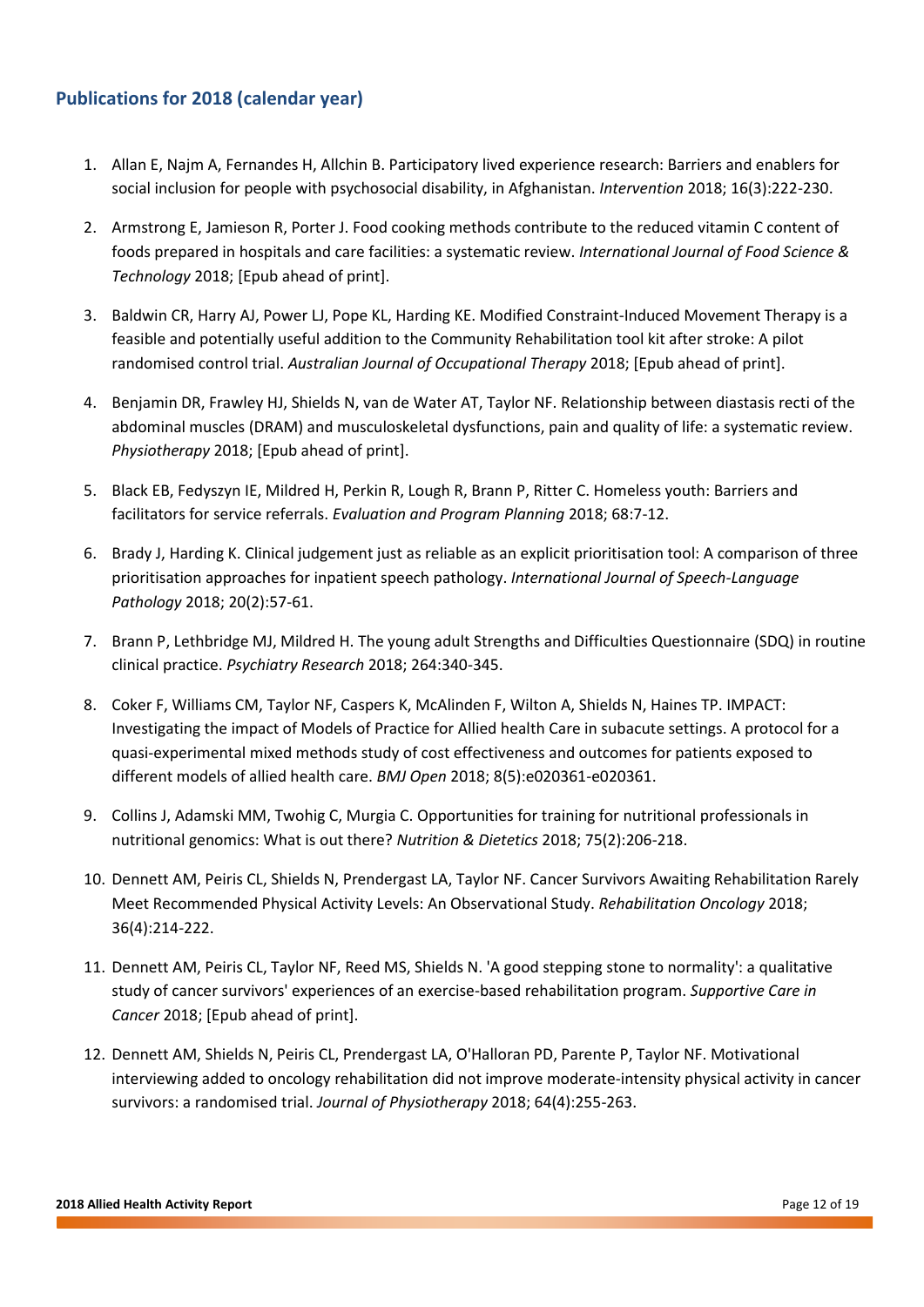## Publications for 2018 (calendar year)

1. Allan E, Najm A, Fernandes H, Allchin B. Participatory lived experience research: Barriers and enablers for social inclusion for people with psychosocial disability, in Afghanistan. *Intervention* 2018; 16(3):222-230.
2. Armstrong E, Jamieson R, Porter J. Food cooking methods contribute to the reduced vitamin C content of foods prepared in hospitals and care facilities: a systematic review. *International Journal of Food Science & Technology* 2018; [Epub ahead of print].
3. Baldwin CR, Harry AJ, Power LJ, Pope KL, Harding KE. Modified Constraint-Induced Movement Therapy is a feasible and potentially useful addition to the Community Rehabilitation tool kit after stroke: A pilot randomised control trial. *Australian Journal of Occupational Therapy* 2018; [Epub ahead of print].
4. Benjamin DR, Frawley HJ, Shields N, van de Water AT, Taylor NF. Relationship between diastasis recti of the abdominal muscles (DRAM) and musculoskeletal dysfunctions, pain and quality of life: a systematic review. *Physiotherapy* 2018; [Epub ahead of print].
5. Black EB, Fedyszyn IE, Mildred H, Perkin R, Lough R, Brann P, Ritter C. Homeless youth: Barriers and facilitators for service referrals. *Evaluation and Program Planning* 2018; 68:7-12.
6. Brady J, Harding K. Clinical judgement just as reliable as an explicit prioritisation tool: A comparison of three prioritisation approaches for inpatient speech pathology. *International Journal of Speech-Language Pathology* 2018; 20(2):57-61.
7. Brann P, Lethbridge MJ, Mildred H. The young adult Strengths and Difficulties Questionnaire (SDQ) in routine clinical practice. *Psychiatry Research* 2018; 264:340-345.
8. Coker F, Williams CM, Taylor NF, Caspers K, McAlinden F, Wilton A, Shields N, Haines TP. IMPACT: Investigating the impact of Models of Practice for Allied health Care in subacute settings. A protocol for a quasi-experimental mixed methods study of cost effectiveness and outcomes for patients exposed to different models of allied health care. *BMJ Open* 2018; 8(5):e020361-e020361.
9. Collins J, Adamski MM, Twohig C, Murgia C. Opportunities for training for nutritional professionals in nutritional genomics: What is out there? *Nutrition & Dietetics* 2018; 75(2):206-218.
10. Dennett AM, Peiris CL, Shields N, Prendergast LA, Taylor NF. Cancer Survivors Awaiting Rehabilitation Rarely Meet Recommended Physical Activity Levels: An Observational Study. *Rehabilitation Oncology* 2018; 36(4):214-222.
11. Dennett AM, Peiris CL, Taylor NF, Reed MS, Shields N. 'A good stepping stone to normality': a qualitative study of cancer survivors' experiences of an exercise-based rehabilitation program. *Supportive Care in Cancer* 2018; [Epub ahead of print].
12. Dennett AM, Shields N, Peiris CL, Prendergast LA, O'Halloran PD, Parente P, Taylor NF. Motivational interviewing added to oncology rehabilitation did not improve moderate-intensity physical activity in cancer survivors: a randomised trial. *Journal of Physiotherapy* 2018; 64(4):255-263.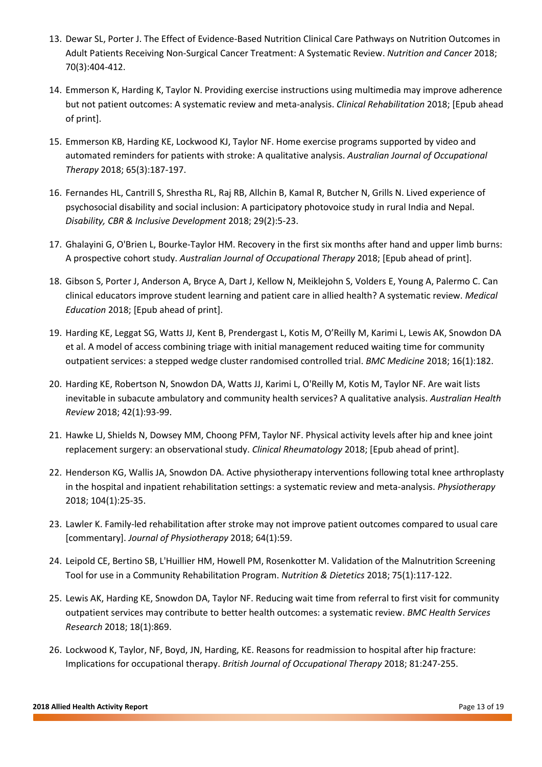13. Dewar SL, Porter J. The Effect of Evidence-Based Nutrition Clinical Care Pathways on Nutrition Outcomes in Adult Patients Receiving Non-Surgical Cancer Treatment: A Systematic Review. *Nutrition and Cancer* 2018; 70(3):404-412.

14. Emmerson K, Harding K, Taylor N. Providing exercise instructions using multimedia may improve adherence but not patient outcomes: A systematic review and meta-analysis. *Clinical Rehabilitation* 2018; [Epub ahead of print].

15. Emmerson KB, Harding KE, Lockwood KJ, Taylor NF. Home exercise programs supported by video and automated reminders for patients with stroke: A qualitative analysis. *Australian Journal of Occupational Therapy* 2018; 65(3):187-197.

16. Fernandes HL, Cantrill S, Shrestha RL, Raj RB, Allchin B, Kamal R, Butcher N, Grills N. Lived experience of psychosocial disability and social inclusion: A participatory photovoice study in rural India and Nepal. *Disability, CBR & Inclusive Development* 2018; 29(2):5-23.

17. Ghalayini G, O'Brien L, Bourke-Taylor HM. Recovery in the first six months after hand and upper limb burns: A prospective cohort study. *Australian Journal of Occupational Therapy* 2018; [Epub ahead of print].

18. Gibson S, Porter J, Anderson A, Bryce A, Dart J, Kellow N, Meiklejohn S, Volders E, Young A, Palermo C. Can clinical educators improve student learning and patient care in allied health? A systematic review. *Medical Education* 2018; [Epub ahead of print].

19. Harding KE, Leggat SG, Watts JJ, Kent B, Prendergast L, Kotis M, O'Reilly M, Karimi L, Lewis AK, Snowdon DA et al. A model of access combining triage with initial management reduced waiting time for community outpatient services: a stepped wedge cluster randomised controlled trial. *BMC Medicine* 2018; 16(1):182.

20. Harding KE, Robertson N, Snowdon DA, Watts JJ, Karimi L, O'Reilly M, Kotis M, Taylor NF. Are wait lists inevitable in subacute ambulatory and community health services? A qualitative analysis. *Australian Health Review* 2018; 42(1):93-99.

21. Hawke LJ, Shields N, Dowsey MM, Choong PFM, Taylor NF. Physical activity levels after hip and knee joint replacement surgery: an observational study. *Clinical Rheumatology* 2018; [Epub ahead of print].

22. Henderson KG, Wallis JA, Snowdon DA. Active physiotherapy interventions following total knee arthroplasty in the hospital and inpatient rehabilitation settings: a systematic review and meta-analysis. *Physiotherapy* 2018; 104(1):25-35.

23. Lawler K. Family-led rehabilitation after stroke may not improve patient outcomes compared to usual care [commentary]. *Journal of Physiotherapy* 2018; 64(1):59.

24. Leipold CE, Bertino SB, L'Huillier HM, Howell PM, Rosenkotter M. Validation of the Malnutrition Screening Tool for use in a Community Rehabilitation Program. *Nutrition & Dietetics* 2018; 75(1):117-122.

25. Lewis AK, Harding KE, Snowdon DA, Taylor NF. Reducing wait time from referral to first visit for community outpatient services may contribute to better health outcomes: a systematic review. *BMC Health Services Research* 2018; 18(1):869.

26. Lockwood K, Taylor, NF, Boyd, JN, Harding, KE. Reasons for readmission to hospital after hip fracture: Implications for occupational therapy. *British Journal of Occupational Therapy* 2018; 81:247-255.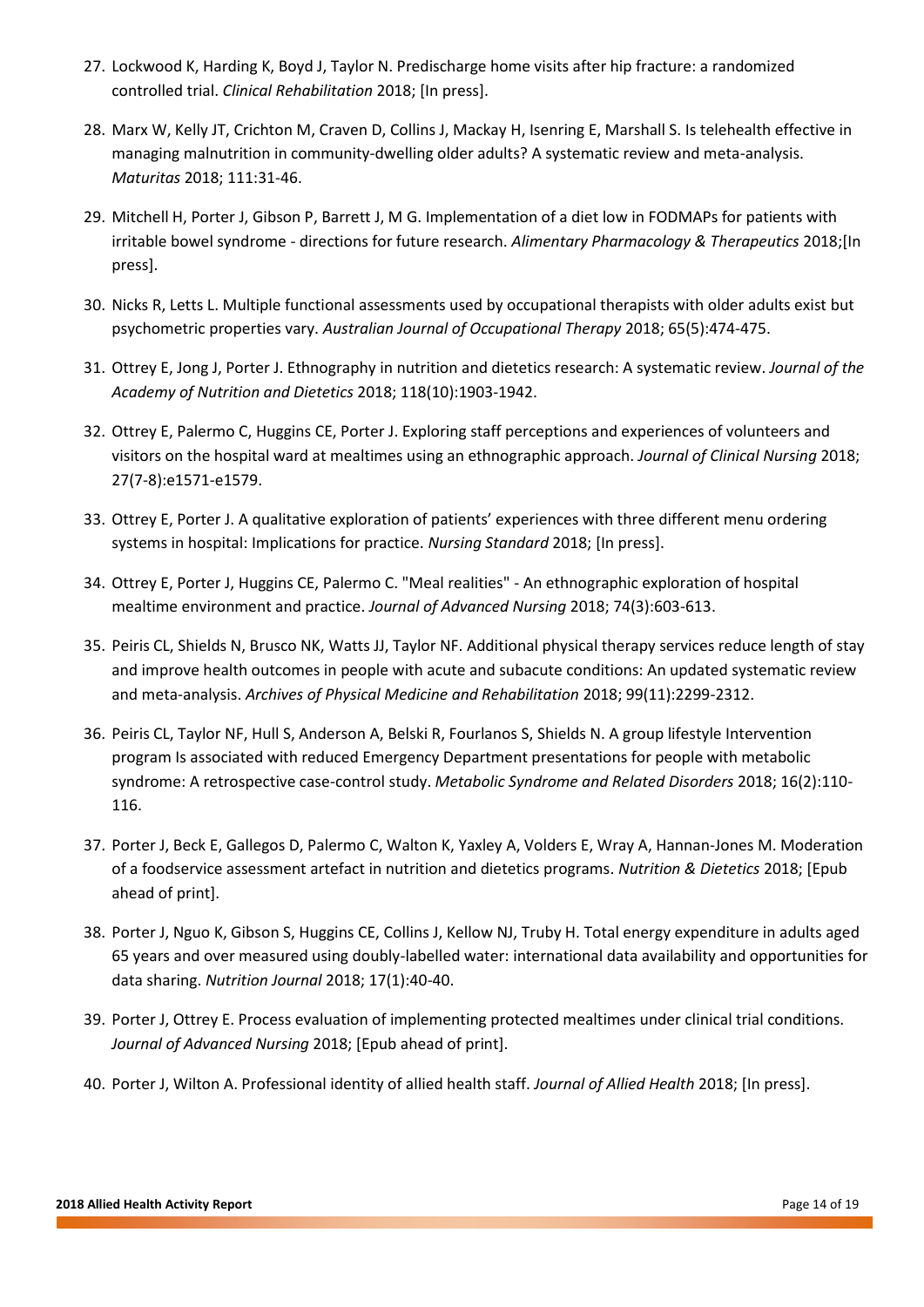27. Lockwood K, Harding K, Boyd J, Taylor N. Predischarge home visits after hip fracture: a randomized controlled trial. *Clinical Rehabilitation* 2018; [In press].

28. Marx W, Kelly JT, Crichton M, Craven D, Collins J, Mackay H, Isenring E, Marshall S. Is telehealth effective in managing malnutrition in community-dwelling older adults? A systematic review and meta-analysis. *Maturitas* 2018; 111:31-46.

29. Mitchell H, Porter J, Gibson P, Barrett J, M G. Implementation of a diet low in FODMAPs for patients with irritable bowel syndrome - directions for future research. *Alimentary Pharmacology & Therapeutics* 2018;[In press].

30. Nicks R, Letts L. Multiple functional assessments used by occupational therapists with older adults exist but psychometric properties vary. *Australian Journal of Occupational Therapy* 2018; 65(5):474-475.

31. Ottrey E, Jong J, Porter J. Ethnography in nutrition and dietetics research: A systematic review. *Journal of the Academy of Nutrition and Dietetics* 2018; 118(10):1903-1942.

32. Ottrey E, Palermo C, Huggins CE, Porter J. Exploring staff perceptions and experiences of volunteers and visitors on the hospital ward at mealtimes using an ethnographic approach. *Journal of Clinical Nursing* 2018; 27(7-8):e1571-e1579.

33. Ottrey E, Porter J. A qualitative exploration of patients' experiences with three different menu ordering systems in hospital: Implications for practice. *Nursing Standard* 2018; [In press].

34. Ottrey E, Porter J, Huggins CE, Palermo C. "Meal realities" - An ethnographic exploration of hospital mealtime environment and practice. *Journal of Advanced Nursing* 2018; 74(3):603-613.

35. Peiris CL, Shields N, Brusco NK, Watts JJ, Taylor NF. Additional physical therapy services reduce length of stay and improve health outcomes in people with acute and subacute conditions: An updated systematic review and meta-analysis. *Archives of Physical Medicine and Rehabilitation* 2018; 99(11):2299-2312.

36. Peiris CL, Taylor NF, Hull S, Anderson A, Belski R, Fourlanos S, Shields N. A group lifestyle Intervention program Is associated with reduced Emergency Department presentations for people with metabolic syndrome: A retrospective case-control study. *Metabolic Syndrome and Related Disorders* 2018; 16(2):110-116.

37. Porter J, Beck E, Gallegos D, Palermo C, Walton K, Yaxley A, Volders E, Wray A, Hannan-Jones M. Moderation of a foodservice assessment artefact in nutrition and dietetics programs. *Nutrition & Dietetics* 2018; [Epub ahead of print].

38. Porter J, Nguo K, Gibson S, Huggins CE, Collins J, Kellow NJ, Truby H. Total energy expenditure in adults aged 65 years and over measured using doubly-labelled water: international data availability and opportunities for data sharing. *Nutrition Journal* 2018; 17(1):40-40.

39. Porter J, Ottrey E. Process evaluation of implementing protected mealtimes under clinical trial conditions. *Journal of Advanced Nursing* 2018; [Epub ahead of print].

40. Porter J, Wilton A. Professional identity of allied health staff. *Journal of Allied Health* 2018; [In press].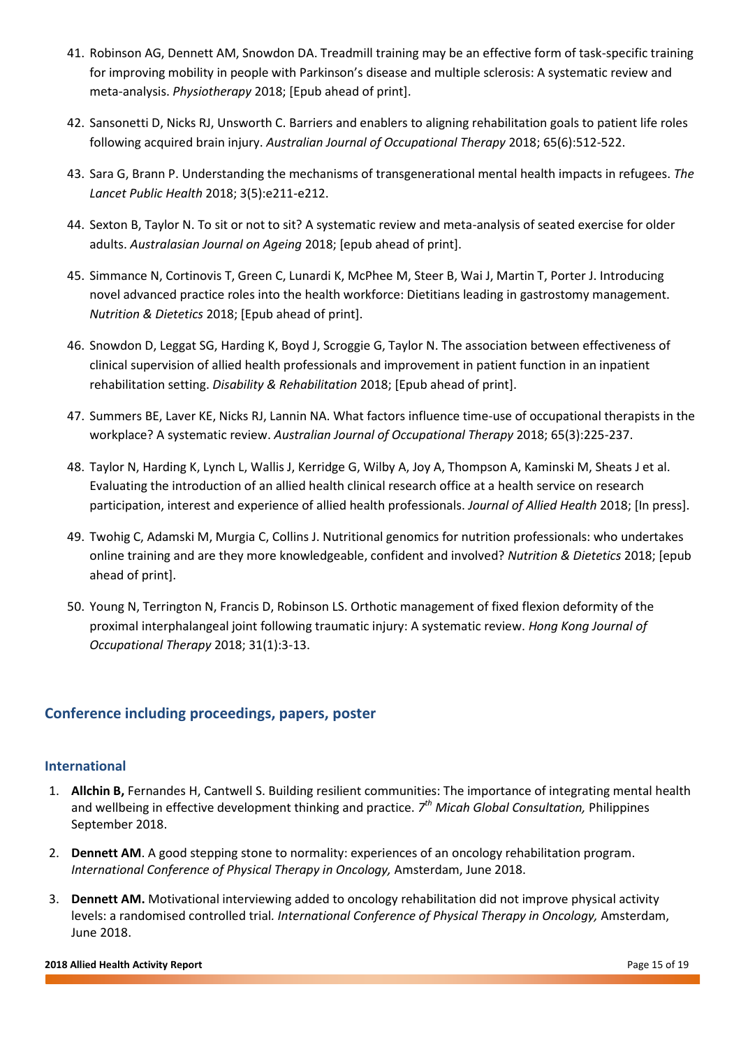41. Robinson AG, Dennett AM, Snowdon DA. Treadmill training may be an effective form of task-specific training for improving mobility in people with Parkinson's disease and multiple sclerosis: A systematic review and meta-analysis. *Physiotherapy* 2018; [Epub ahead of print].

42. Sansonetti D, Nicks RJ, Unsworth C. Barriers and enablers to aligning rehabilitation goals to patient life roles following acquired brain injury. *Australian Journal of Occupational Therapy* 2018; 65(6):512-522.

43. Sara G, Brann P. Understanding the mechanisms of transgenerational mental health impacts in refugees. *The Lancet Public Health* 2018; 3(5):e211-e212.

44. Sexton B, Taylor N. To sit or not to sit? A systematic review and meta-analysis of seated exercise for older adults. *Australasian Journal on Ageing* 2018; [epub ahead of print].

45. Simmance N, Cortinovis T, Green C, Lunardi K, McPhee M, Steer B, Wai J, Martin T, Porter J. Introducing novel advanced practice roles into the health workforce: Dietitians leading in gastrostomy management. *Nutrition & Dietetics* 2018; [Epub ahead of print].

46. Snowdon D, Leggat SG, Harding K, Boyd J, Scroggie G, Taylor N. The association between effectiveness of clinical supervision of allied health professionals and improvement in patient function in an inpatient rehabilitation setting. *Disability & Rehabilitation* 2018; [Epub ahead of print].

47. Summers BE, Laver KE, Nicks RJ, Lannin NA. What factors influence time-use of occupational therapists in the workplace? A systematic review. *Australian Journal of Occupational Therapy* 2018; 65(3):225-237.

48. Taylor N, Harding K, Lynch L, Wallis J, Kerridge G, Wilby A, Joy A, Thompson A, Kaminski M, Sheats J et al. Evaluating the introduction of an allied health clinical research office at a health service on research participation, interest and experience of allied health professionals. *Journal of Allied Health* 2018; [In press].

49. Twohig C, Adamski M, Murgia C, Collins J. Nutritional genomics for nutrition professionals: who undertakes online training and are they more knowledgeable, confident and involved? *Nutrition & Dietetics* 2018; [epub ahead of print].

50. Young N, Terrington N, Francis D, Robinson LS. Orthotic management of fixed flexion deformity of the proximal interphalangeal joint following traumatic injury: A systematic review. *Hong Kong Journal of Occupational Therapy* 2018; 31(1):3-13.

## Conference including proceedings, papers, poster

### International

1. **Allchin B,** Fernandes H, Cantwell S. Building resilient communities: The importance of integrating mental health and wellbeing in effective development thinking and practice. *7th Micah Global Consultation,* Philippines September 2018.

2. **Dennett AM**. A good stepping stone to normality: experiences of an oncology rehabilitation program. *International Conference of Physical Therapy in Oncology,* Amsterdam, June 2018.

3. **Dennett AM.** Motivational interviewing added to oncology rehabilitation did not improve physical activity levels: a randomised controlled trial. *International Conference of Physical Therapy in Oncology,* Amsterdam, June 2018.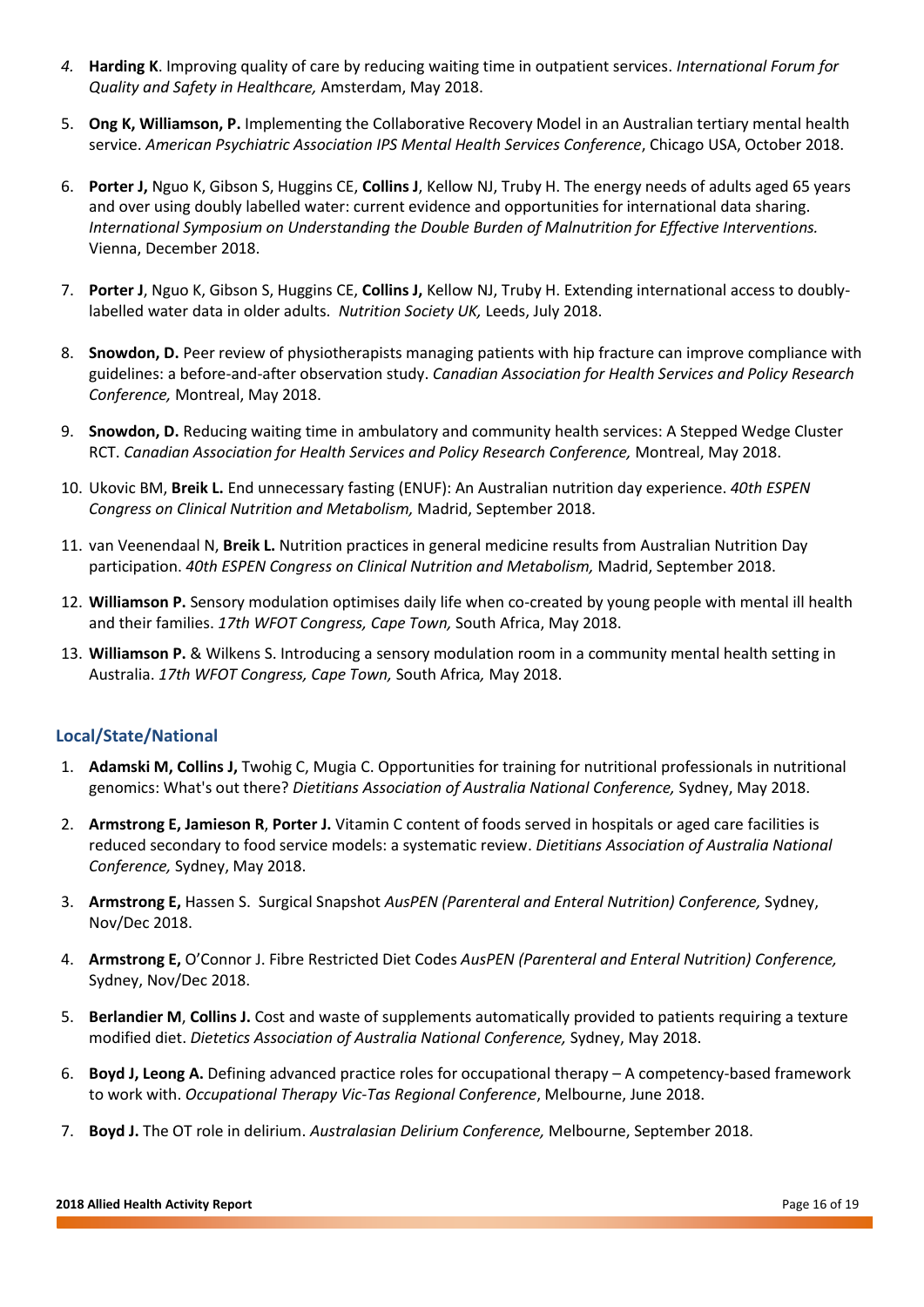4. **Harding K**. Improving quality of care by reducing waiting time in outpatient services. *International Forum for Quality and Safety in Healthcare,* Amsterdam, May 2018.

5. **Ong K, Williamson, P.** Implementing the Collaborative Recovery Model in an Australian tertiary mental health service. *American Psychiatric Association IPS Mental Health Services Conference*, Chicago USA, October 2018.

6. **Porter J,** Nguo K, Gibson S, Huggins CE, **Collins J**, Kellow NJ, Truby H. The energy needs of adults aged 65 years and over using doubly labelled water: current evidence and opportunities for international data sharing. *International Symposium on Understanding the Double Burden of Malnutrition for Effective Interventions.* Vienna, December 2018.

7. **Porter J**, Nguo K, Gibson S, Huggins CE, **Collins J,** Kellow NJ, Truby H. Extending international access to doubly-labelled water data in older adults. *Nutrition Society UK,* Leeds, July 2018.

8. **Snowdon, D.** Peer review of physiotherapists managing patients with hip fracture can improve compliance with guidelines: a before-and-after observation study. *Canadian Association for Health Services and Policy Research Conference,* Montreal, May 2018.

9. **Snowdon, D.** Reducing waiting time in ambulatory and community health services: A Stepped Wedge Cluster RCT. *Canadian Association for Health Services and Policy Research Conference,* Montreal, May 2018.

10. Ukovic BM, **Breik L.** End unnecessary fasting (ENUF): An Australian nutrition day experience. *40th ESPEN Congress on Clinical Nutrition and Metabolism,* Madrid, September 2018.

11. van Veenendaal N, **Breik L.** Nutrition practices in general medicine results from Australian Nutrition Day participation. *40th ESPEN Congress on Clinical Nutrition and Metabolism,* Madrid, September 2018.

12. **Williamson P.** Sensory modulation optimises daily life when co-created by young people with mental ill health and their families. *17th WFOT Congress, Cape Town,* South Africa, May 2018.

13. **Williamson P.** & Wilkens S. Introducing a sensory modulation room in a community mental health setting in Australia. *17th WFOT Congress, Cape Town,* South Africa*,* May 2018.

### Local/State/National

1. **Adamski M, Collins J,** Twohig C, Mugia C. Opportunities for training for nutritional professionals in nutritional genomics: What's out there? *Dietitians Association of Australia National Conference,* Sydney, May 2018.

2. **Armstrong E, Jamieson R**, **Porter J.** Vitamin C content of foods served in hospitals or aged care facilities is reduced secondary to food service models: a systematic review. *Dietitians Association of Australia National Conference,* Sydney, May 2018.

3. **Armstrong E,** Hassen S. Surgical Snapshot *AusPEN (Parenteral and Enteral Nutrition) Conference,* Sydney, Nov/Dec 2018.

4. **Armstrong E,** O'Connor J. Fibre Restricted Diet Codes *AusPEN (Parenteral and Enteral Nutrition) Conference,* Sydney, Nov/Dec 2018.

5. **Berlandier M**, **Collins J.** Cost and waste of supplements automatically provided to patients requiring a texture modified diet. *Dietetics Association of Australia National Conference,* Sydney, May 2018.

6. **Boyd J, Leong A.** Defining advanced practice roles for occupational therapy – A competency-based framework to work with. *Occupational Therapy Vic-Tas Regional Conference*, Melbourne, June 2018.

7. **Boyd J.** The OT role in delirium. *Australasian Delirium Conference,* Melbourne, September 2018.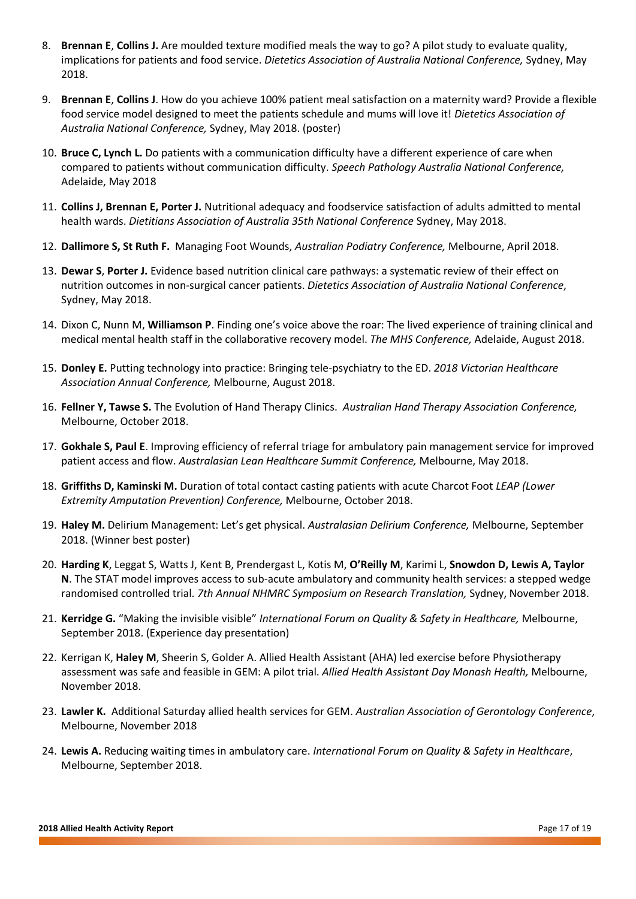8. **Brennan E**, **Collins J.** Are moulded texture modified meals the way to go? A pilot study to evaluate quality, implications for patients and food service. *Dietetics Association of Australia National Conference,* Sydney, May 2018.

9. **Brennan E**, **Collins J**. How do you achieve 100% patient meal satisfaction on a maternity ward? Provide a flexible food service model designed to meet the patients schedule and mums will love it! *Dietetics Association of Australia National Conference,* Sydney, May 2018. (poster)

10. **Bruce C, Lynch L.** Do patients with a communication difficulty have a different experience of care when compared to patients without communication difficulty. *Speech Pathology Australia National Conference,* Adelaide, May 2018

11. **Collins J, Brennan E, Porter J.** Nutritional adequacy and foodservice satisfaction of adults admitted to mental health wards. *Dietitians Association of Australia 35th National Conference* Sydney, May 2018.

12. **Dallimore S, St Ruth F.** Managing Foot Wounds, *Australian Podiatry Conference,* Melbourne, April 2018.

13. **Dewar S**, **Porter J.** Evidence based nutrition clinical care pathways: a systematic review of their effect on nutrition outcomes in non-surgical cancer patients. *Dietetics Association of Australia National Conference*, Sydney, May 2018.

14. Dixon C, Nunn M, **Williamson P**. Finding one's voice above the roar: The lived experience of training clinical and medical mental health staff in the collaborative recovery model. *The MHS Conference,* Adelaide, August 2018.

15. **Donley E.** Putting technology into practice: Bringing tele-psychiatry to the ED. *2018 Victorian Healthcare Association Annual Conference,* Melbourne, August 2018.

16. **Fellner Y, Tawse S.** The Evolution of Hand Therapy Clinics. *Australian Hand Therapy Association Conference,* Melbourne, October 2018.

17. **Gokhale S, Paul E**. Improving efficiency of referral triage for ambulatory pain management service for improved patient access and flow. *Australasian Lean Healthcare Summit Conference,* Melbourne, May 2018.

18. **Griffiths D, Kaminski M.** Duration of total contact casting patients with acute Charcot Foot *LEAP (Lower Extremity Amputation Prevention) Conference,* Melbourne, October 2018.

19. **Haley M.** Delirium Management: Let's get physical. *Australasian Delirium Conference,* Melbourne, September 2018. (Winner best poster)

20. **Harding K**, Leggat S, Watts J, Kent B, Prendergast L, Kotis M, **O'Reilly M**, Karimi L, **Snowdon D, Lewis A, Taylor N**. The STAT model improves access to sub-acute ambulatory and community health services: a stepped wedge randomised controlled trial. *7th Annual NHMRC Symposium on Research Translation,* Sydney, November 2018.

21. **Kerridge G.** "Making the invisible visible" *International Forum on Quality & Safety in Healthcare,* Melbourne, September 2018. (Experience day presentation)

22. Kerrigan K, **Haley M**, Sheerin S, Golder A. Allied Health Assistant (AHA) led exercise before Physiotherapy assessment was safe and feasible in GEM: A pilot trial. *Allied Health Assistant Day Monash Health,* Melbourne, November 2018.

23. **Lawler K.** Additional Saturday allied health services for GEM. *Australian Association of Gerontology Conference*, Melbourne, November 2018

24. **Lewis A.** Reducing waiting times in ambulatory care. *International Forum on Quality & Safety in Healthcare*, Melbourne, September 2018.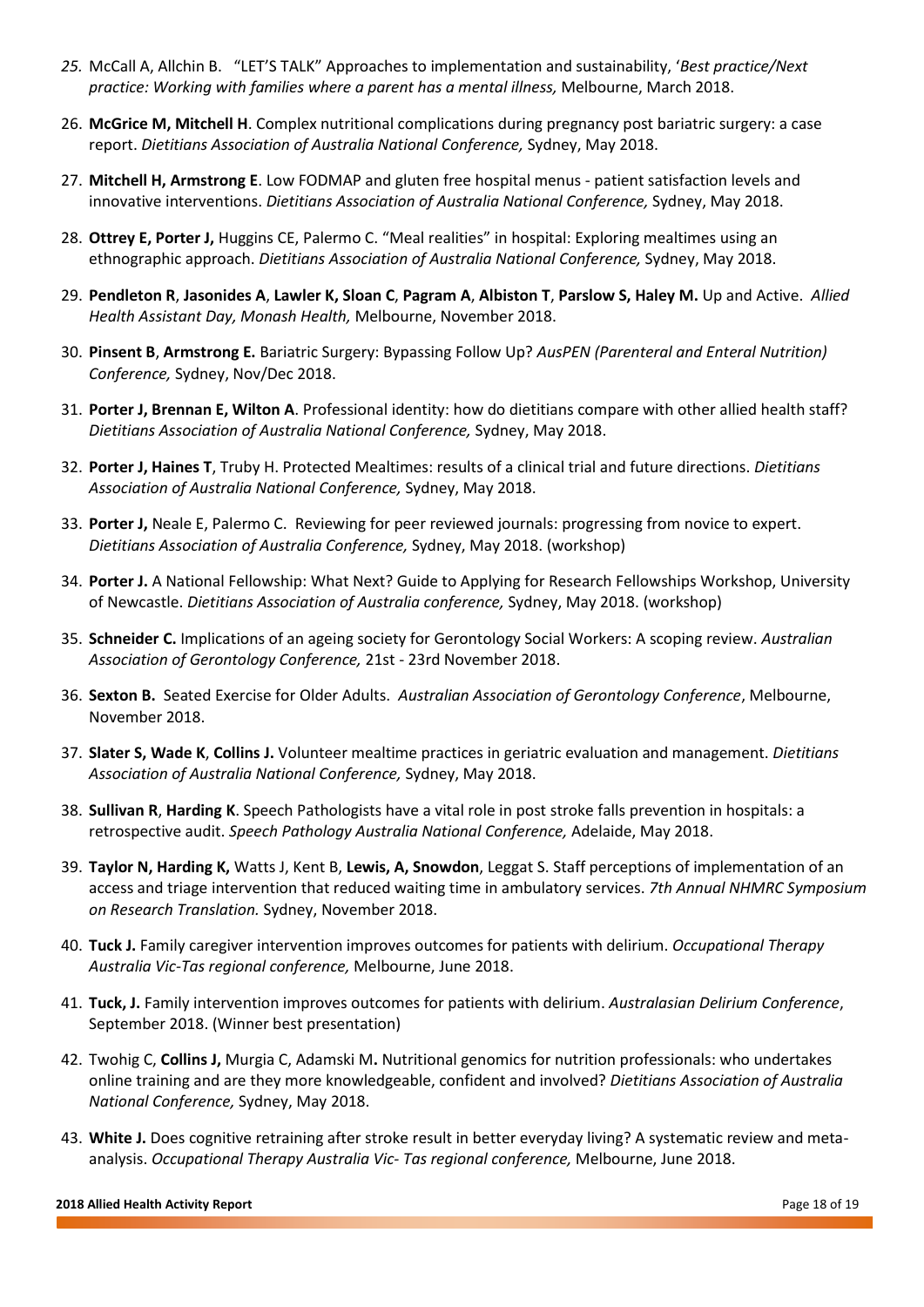25. McCall A, Allchin B. "LET'S TALK" Approaches to implementation and sustainability, '*Best practice/Next practice: Working with families where a parent has a mental illness,* Melbourne, March 2018.

26. **McGrice M, Mitchell H**. Complex nutritional complications during pregnancy post bariatric surgery: a case report. *Dietitians Association of Australia National Conference,* Sydney, May 2018.

27. **Mitchell H, Armstrong E**. Low FODMAP and gluten free hospital menus - patient satisfaction levels and innovative interventions. *Dietitians Association of Australia National Conference,* Sydney, May 2018.

28. **Ottrey E, Porter J,** Huggins CE, Palermo C. "Meal realities" in hospital: Exploring mealtimes using an ethnographic approach. *Dietitians Association of Australia National Conference,* Sydney, May 2018.

29. **Pendleton R**, **Jasonides A**, **Lawler K, Sloan C**, **Pagram A**, **Albiston T**, **Parslow S, Haley M.** Up and Active. *Allied Health Assistant Day, Monash Health,* Melbourne, November 2018.

30. **Pinsent B**, **Armstrong E.** Bariatric Surgery: Bypassing Follow Up? *AusPEN (Parenteral and Enteral Nutrition) Conference,* Sydney, Nov/Dec 2018.

31. **Porter J, Brennan E, Wilton A**. Professional identity: how do dietitians compare with other allied health staff? *Dietitians Association of Australia National Conference,* Sydney, May 2018.

32. **Porter J, Haines T**, Truby H. Protected Mealtimes: results of a clinical trial and future directions. *Dietitians Association of Australia National Conference,* Sydney, May 2018.

33. **Porter J,** Neale E, Palermo C. Reviewing for peer reviewed journals: progressing from novice to expert. *Dietitians Association of Australia Conference,* Sydney, May 2018. (workshop)

34. **Porter J.** A National Fellowship: What Next? Guide to Applying for Research Fellowships Workshop, University of Newcastle. *Dietitians Association of Australia conference,* Sydney, May 2018. (workshop)

35. **Schneider C.** Implications of an ageing society for Gerontology Social Workers: A scoping review. *Australian Association of Gerontology Conference,* 21st - 23rd November 2018.

36. **Sexton B.** Seated Exercise for Older Adults. *Australian Association of Gerontology Conference*, Melbourne, November 2018.

37. **Slater S, Wade K**, **Collins J.** Volunteer mealtime practices in geriatric evaluation and management. *Dietitians Association of Australia National Conference,* Sydney, May 2018.

38. **Sullivan R**, **Harding K**. Speech Pathologists have a vital role in post stroke falls prevention in hospitals: a retrospective audit. *Speech Pathology Australia National Conference,* Adelaide, May 2018.

39. **Taylor N, Harding K,** Watts J, Kent B, **Lewis, A, Snowdon**, Leggat S. Staff perceptions of implementation of an access and triage intervention that reduced waiting time in ambulatory services. *7th Annual NHMRC Symposium on Research Translation.* Sydney, November 2018.

40. **Tuck J.** Family caregiver intervention improves outcomes for patients with delirium. *Occupational Therapy Australia Vic-Tas regional conference,* Melbourne, June 2018.

41. **Tuck, J.** Family intervention improves outcomes for patients with delirium. *Australasian Delirium Conference*, September 2018. (Winner best presentation)

42. Twohig C, **Collins J,** Murgia C, Adamski M**.** Nutritional genomics for nutrition professionals: who undertakes online training and are they more knowledgeable, confident and involved? *Dietitians Association of Australia National Conference,* Sydney, May 2018.

43. **White J.** Does cognitive retraining after stroke result in better everyday living? A systematic review and meta-analysis. *Occupational Therapy Australia Vic- Tas regional conference,* Melbourne, June 2018.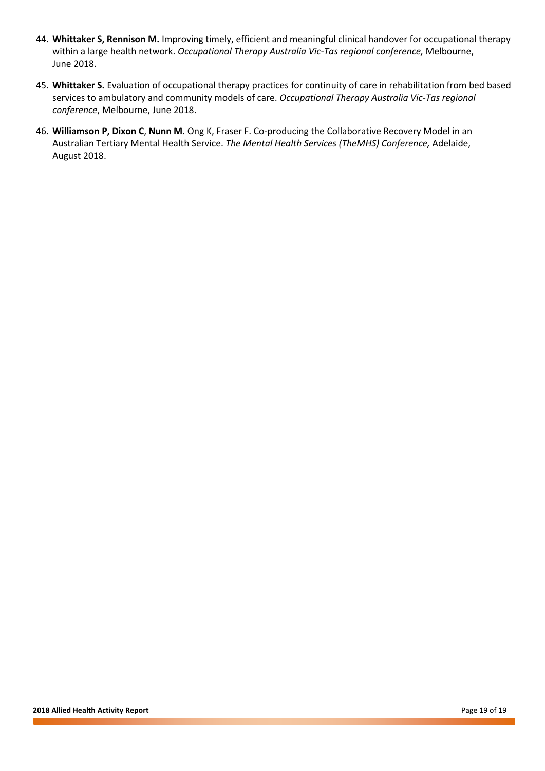44. **Whittaker S, Rennison M.** Improving timely, efficient and meaningful clinical handover for occupational therapy within a large health network. *Occupational Therapy Australia Vic-Tas regional conference,* Melbourne, June 2018.

45. **Whittaker S.** Evaluation of occupational therapy practices for continuity of care in rehabilitation from bed based services to ambulatory and community models of care. *Occupational Therapy Australia Vic-Tas regional conference*, Melbourne, June 2018.

46. **Williamson P, Dixon C**, **Nunn M**. Ong K, Fraser F. Co-producing the Collaborative Recovery Model in an Australian Tertiary Mental Health Service. *The Mental Health Services (TheMHS) Conference,* Adelaide, August 2018.